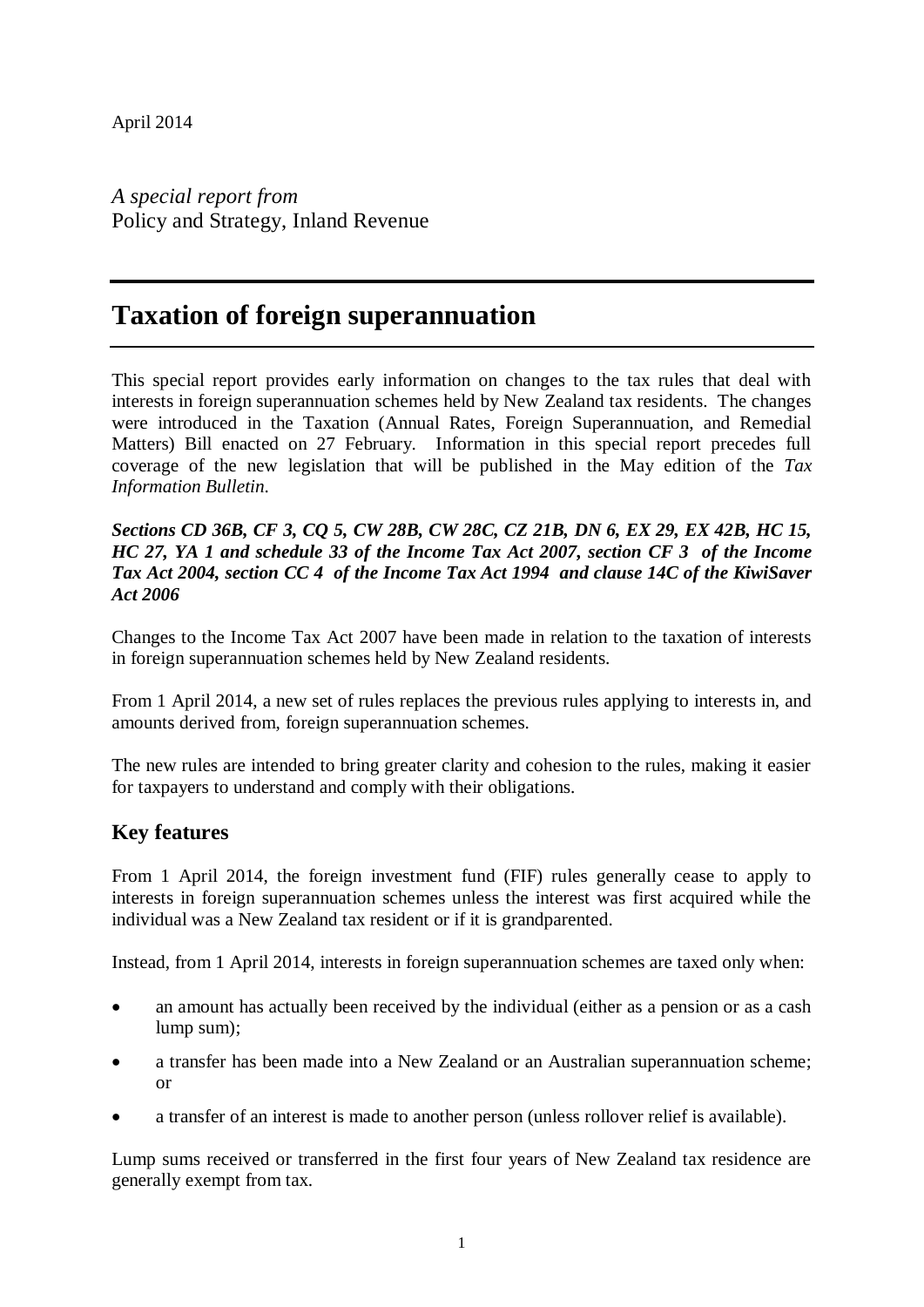April 2014

*A special report from*
Policy and Strategy, Inland Revenue

# Taxation of foreign superannuation

This special report provides early information on changes to the tax rules that deal with interests in foreign superannuation schemes held by New Zealand tax residents. The changes were introduced in the Taxation (Annual Rates, Foreign Superannuation, and Remedial Matters) Bill enacted on 27 February. Information in this special report precedes full coverage of the new legislation that will be published in the May edition of the *Tax Information Bulletin*.

***Sections CD 36B, CF 3, CQ 5, CW 28B, CW 28C, CZ 21B, DN 6, EX 29, EX 42B, HC 15, HC 27, YA 1 and schedule 33 of the Income Tax Act 2007, section CF 3 of the Income Tax Act 2004, section CC 4 of the Income Tax Act 1994 and clause 14C of the KiwiSaver Act 2006***

Changes to the Income Tax Act 2007 have been made in relation to the taxation of interests in foreign superannuation schemes held by New Zealand residents.

From 1 April 2014, a new set of rules replaces the previous rules applying to interests in, and amounts derived from, foreign superannuation schemes.

The new rules are intended to bring greater clarity and cohesion to the rules, making it easier for taxpayers to understand and comply with their obligations.

## Key features

From 1 April 2014, the foreign investment fund (FIF) rules generally cease to apply to interests in foreign superannuation schemes unless the interest was first acquired while the individual was a New Zealand tax resident or if it is grandparented.

Instead, from 1 April 2014, interests in foreign superannuation schemes are taxed only when:

- an amount has actually been received by the individual (either as a pension or as a cash lump sum);
- a transfer has been made into a New Zealand or an Australian superannuation scheme; or
- a transfer of an interest is made to another person (unless rollover relief is available).

Lump sums received or transferred in the first four years of New Zealand tax residence are generally exempt from tax.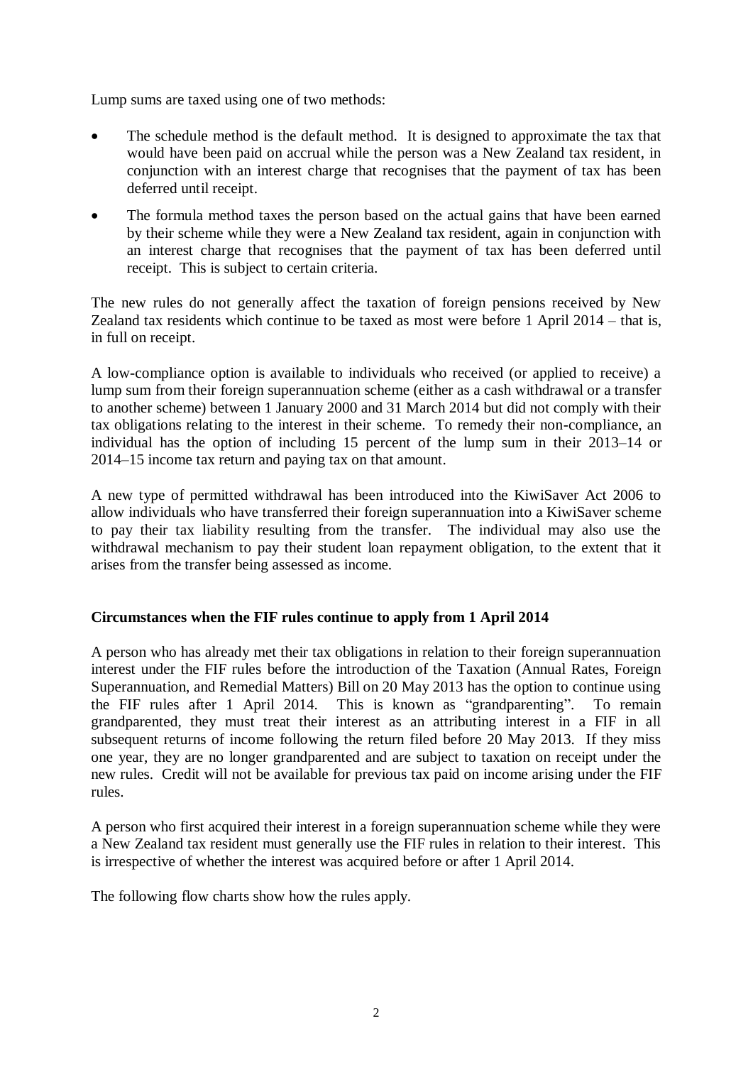Lump sums are taxed using one of two methods:

- The schedule method is the default method. It is designed to approximate the tax that would have been paid on accrual while the person was a New Zealand tax resident, in conjunction with an interest charge that recognises that the payment of tax has been deferred until receipt.
- The formula method taxes the person based on the actual gains that have been earned by their scheme while they were a New Zealand tax resident, again in conjunction with an interest charge that recognises that the payment of tax has been deferred until receipt. This is subject to certain criteria.

The new rules do not generally affect the taxation of foreign pensions received by New Zealand tax residents which continue to be taxed as most were before 1 April 2014 – that is, in full on receipt.

A low-compliance option is available to individuals who received (or applied to receive) a lump sum from their foreign superannuation scheme (either as a cash withdrawal or a transfer to another scheme) between 1 January 2000 and 31 March 2014 but did not comply with their tax obligations relating to the interest in their scheme. To remedy their non-compliance, an individual has the option of including 15 percent of the lump sum in their 2013–14 or 2014–15 income tax return and paying tax on that amount.

A new type of permitted withdrawal has been introduced into the KiwiSaver Act 2006 to allow individuals who have transferred their foreign superannuation into a KiwiSaver scheme to pay their tax liability resulting from the transfer. The individual may also use the withdrawal mechanism to pay their student loan repayment obligation, to the extent that it arises from the transfer being assessed as income.

**Circumstances when the FIF rules continue to apply from 1 April 2014**

A person who has already met their tax obligations in relation to their foreign superannuation interest under the FIF rules before the introduction of the Taxation (Annual Rates, Foreign Superannuation, and Remedial Matters) Bill on 20 May 2013 has the option to continue using the FIF rules after 1 April 2014. This is known as "grandparenting". To remain grandparented, they must treat their interest as an attributing interest in a FIF in all subsequent returns of income following the return filed before 20 May 2013. If they miss one year, they are no longer grandparented and are subject to taxation on receipt under the new rules. Credit will not be available for previous tax paid on income arising under the FIF rules.

A person who first acquired their interest in a foreign superannuation scheme while they were a New Zealand tax resident must generally use the FIF rules in relation to their interest. This is irrespective of whether the interest was acquired before or after 1 April 2014.

The following flow charts show how the rules apply.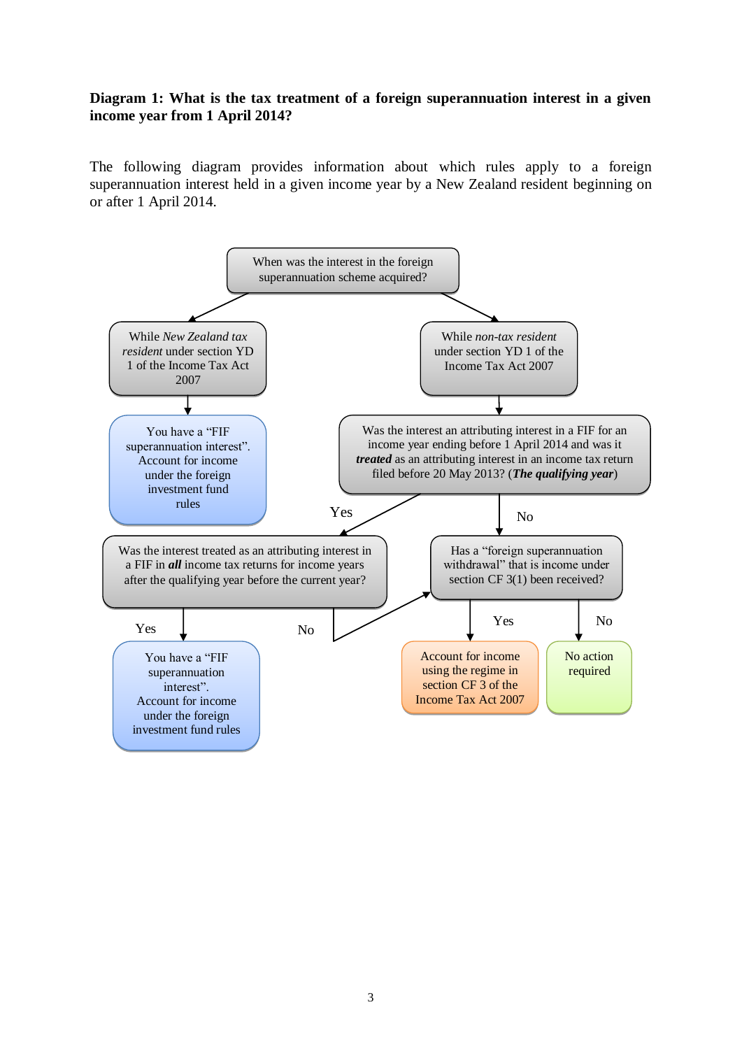**Diagram 1: What is the tax treatment of a foreign superannuation interest in a given income year from 1 April 2014?**

The following diagram provides information about which rules apply to a foreign superannuation interest held in a given income year by a New Zealand resident beginning on or after 1 April 2014.

When was the interest in the foreign superannuation scheme acquired?

- While *New Zealand tax resident* under section YD 1 of the Income Tax Act 2007
  - You have a "FIF superannuation interest". Account for income under the foreign investment fund rules
- While *non-tax resident* under section YD 1 of the Income Tax Act 2007
  - Was the interest an attributing interest in a FIF for an income year ending before 1 April 2014 and was it ***treated*** as an attributing interest in an income tax return filed before 20 May 2013? (***The qualifying year***)
    - Yes → Was the interest treated as an attributing interest in a FIF in ***all*** income tax returns for income years after the qualifying year before the current year?
      - Yes → You have a "FIF superannuation interest". Account for income under the foreign investment fund rules
      - No → Has a "foreign superannuation withdrawal" that is income under section CF 3(1) been received?
    - No → Has a "foreign superannuation withdrawal" that is income under section CF 3(1) been received?
      - Yes → Account for income using the regime in section CF 3 of the Income Tax Act 2007
      - No → No action required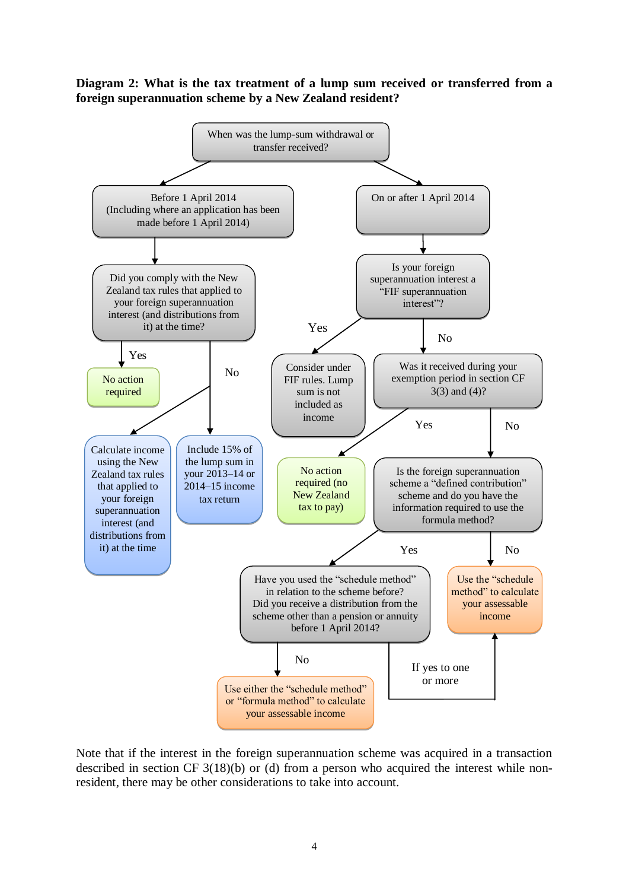**Diagram 2: What is the tax treatment of a lump sum received or transferred from a foreign superannuation scheme by a New Zealand resident?**

When was the lump-sum withdrawal or transfer received?

- **Before 1 April 2014** (Including where an application has been made before 1 April 2014)
  - Did you comply with the New Zealand tax rules that applied to your foreign superannuation interest (and distributions from it) at the time?
    - **Yes** → No action required
    - **No** → Calculate income using the New Zealand tax rules that applied to your foreign superannuation interest (and distributions from it) at the time
    - **No** → Include 15% of the lump sum in your 2013–14 or 2014–15 income tax return
- **On or after 1 April 2014**
  - Is your foreign superannuation interest a "FIF superannuation interest"?
    - **Yes** → Consider under FIF rules. Lump sum is not included as income
    - **No** → Was it received during your exemption period in section CF 3(3) and (4)?
      - **Yes** → No action required (no New Zealand tax to pay)
      - **No** → Is the foreign superannuation scheme a "defined contribution" scheme and do you have the information required to use the formula method?
        - **No** → Use the "schedule method" to calculate your assessable income
        - **Yes** → Have you used the "schedule method" in relation to the scheme before? Did you receive a distribution from the scheme other than a pension or annuity before 1 April 2014?
          - **No** → Use either the "schedule method" or "formula method" to calculate your assessable income
          - **If yes to one or more** → Use the "schedule method" to calculate your assessable income

Note that if the interest in the foreign superannuation scheme was acquired in a transaction described in section CF 3(18)(b) or (d) from a person who acquired the interest while non-resident, there may be other considerations to take into account.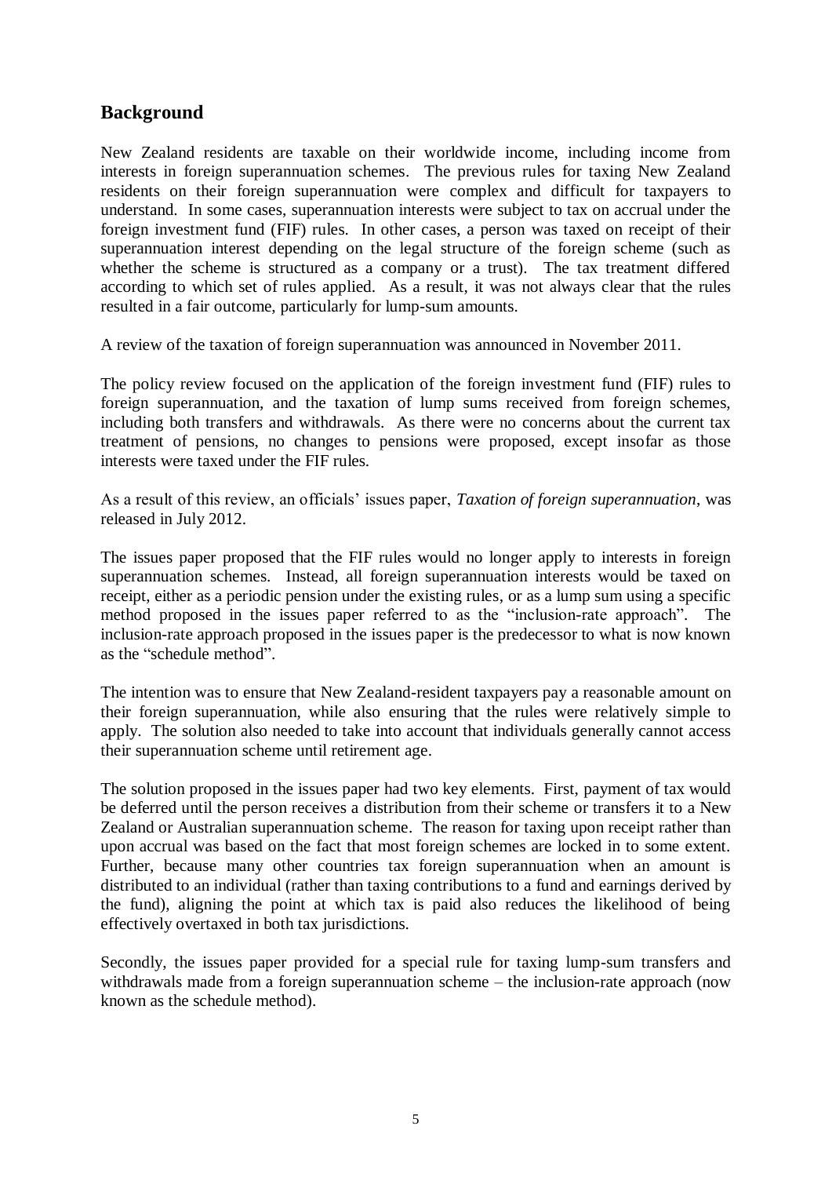## Background

New Zealand residents are taxable on their worldwide income, including income from interests in foreign superannuation schemes. The previous rules for taxing New Zealand residents on their foreign superannuation were complex and difficult for taxpayers to understand. In some cases, superannuation interests were subject to tax on accrual under the foreign investment fund (FIF) rules. In other cases, a person was taxed on receipt of their superannuation interest depending on the legal structure of the foreign scheme (such as whether the scheme is structured as a company or a trust). The tax treatment differed according to which set of rules applied. As a result, it was not always clear that the rules resulted in a fair outcome, particularly for lump-sum amounts.

A review of the taxation of foreign superannuation was announced in November 2011.

The policy review focused on the application of the foreign investment fund (FIF) rules to foreign superannuation, and the taxation of lump sums received from foreign schemes, including both transfers and withdrawals. As there were no concerns about the current tax treatment of pensions, no changes to pensions were proposed, except insofar as those interests were taxed under the FIF rules.

As a result of this review, an officials' issues paper, *Taxation of foreign superannuation*, was released in July 2012.

The issues paper proposed that the FIF rules would no longer apply to interests in foreign superannuation schemes. Instead, all foreign superannuation interests would be taxed on receipt, either as a periodic pension under the existing rules, or as a lump sum using a specific method proposed in the issues paper referred to as the "inclusion-rate approach". The inclusion-rate approach proposed in the issues paper is the predecessor to what is now known as the "schedule method".

The intention was to ensure that New Zealand-resident taxpayers pay a reasonable amount on their foreign superannuation, while also ensuring that the rules were relatively simple to apply. The solution also needed to take into account that individuals generally cannot access their superannuation scheme until retirement age.

The solution proposed in the issues paper had two key elements. First, payment of tax would be deferred until the person receives a distribution from their scheme or transfers it to a New Zealand or Australian superannuation scheme. The reason for taxing upon receipt rather than upon accrual was based on the fact that most foreign schemes are locked in to some extent. Further, because many other countries tax foreign superannuation when an amount is distributed to an individual (rather than taxing contributions to a fund and earnings derived by the fund), aligning the point at which tax is paid also reduces the likelihood of being effectively overtaxed in both tax jurisdictions.

Secondly, the issues paper provided for a special rule for taxing lump-sum transfers and withdrawals made from a foreign superannuation scheme – the inclusion-rate approach (now known as the schedule method).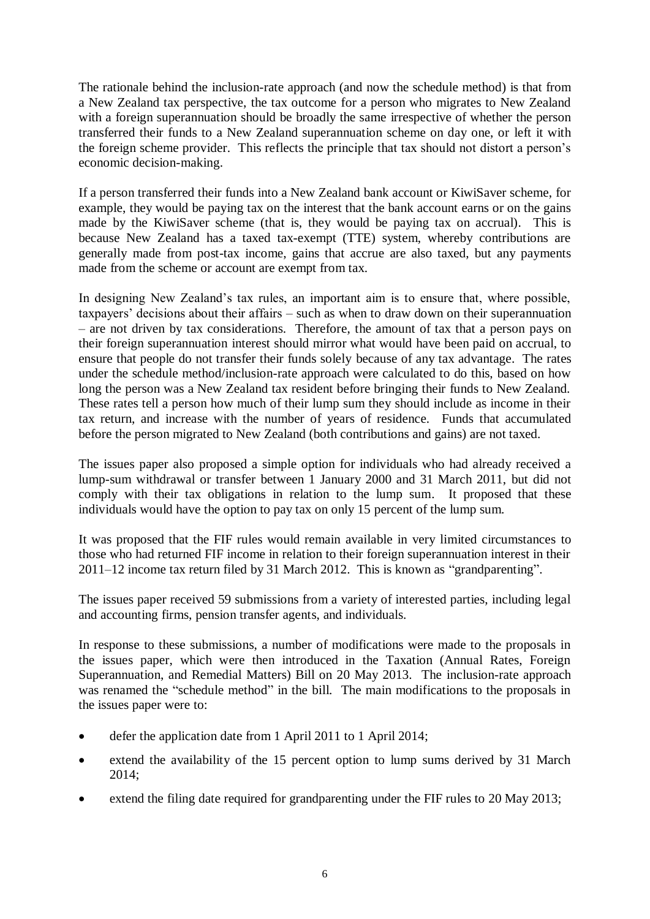The rationale behind the inclusion-rate approach (and now the schedule method) is that from a New Zealand tax perspective, the tax outcome for a person who migrates to New Zealand with a foreign superannuation should be broadly the same irrespective of whether the person transferred their funds to a New Zealand superannuation scheme on day one, or left it with the foreign scheme provider. This reflects the principle that tax should not distort a person's economic decision-making.

If a person transferred their funds into a New Zealand bank account or KiwiSaver scheme, for example, they would be paying tax on the interest that the bank account earns or on the gains made by the KiwiSaver scheme (that is, they would be paying tax on accrual). This is because New Zealand has a taxed tax-exempt (TTE) system, whereby contributions are generally made from post-tax income, gains that accrue are also taxed, but any payments made from the scheme or account are exempt from tax.

In designing New Zealand's tax rules, an important aim is to ensure that, where possible, taxpayers' decisions about their affairs – such as when to draw down on their superannuation – are not driven by tax considerations. Therefore, the amount of tax that a person pays on their foreign superannuation interest should mirror what would have been paid on accrual, to ensure that people do not transfer their funds solely because of any tax advantage. The rates under the schedule method/inclusion-rate approach were calculated to do this, based on how long the person was a New Zealand tax resident before bringing their funds to New Zealand. These rates tell a person how much of their lump sum they should include as income in their tax return, and increase with the number of years of residence. Funds that accumulated before the person migrated to New Zealand (both contributions and gains) are not taxed.

The issues paper also proposed a simple option for individuals who had already received a lump-sum withdrawal or transfer between 1 January 2000 and 31 March 2011, but did not comply with their tax obligations in relation to the lump sum. It proposed that these individuals would have the option to pay tax on only 15 percent of the lump sum.

It was proposed that the FIF rules would remain available in very limited circumstances to those who had returned FIF income in relation to their foreign superannuation interest in their 2011–12 income tax return filed by 31 March 2012. This is known as "grandparenting".

The issues paper received 59 submissions from a variety of interested parties, including legal and accounting firms, pension transfer agents, and individuals.

In response to these submissions, a number of modifications were made to the proposals in the issues paper, which were then introduced in the Taxation (Annual Rates, Foreign Superannuation, and Remedial Matters) Bill on 20 May 2013. The inclusion-rate approach was renamed the "schedule method" in the bill. The main modifications to the proposals in the issues paper were to:

- defer the application date from 1 April 2011 to 1 April 2014;
- extend the availability of the 15 percent option to lump sums derived by 31 March 2014;
- extend the filing date required for grandparenting under the FIF rules to 20 May 2013;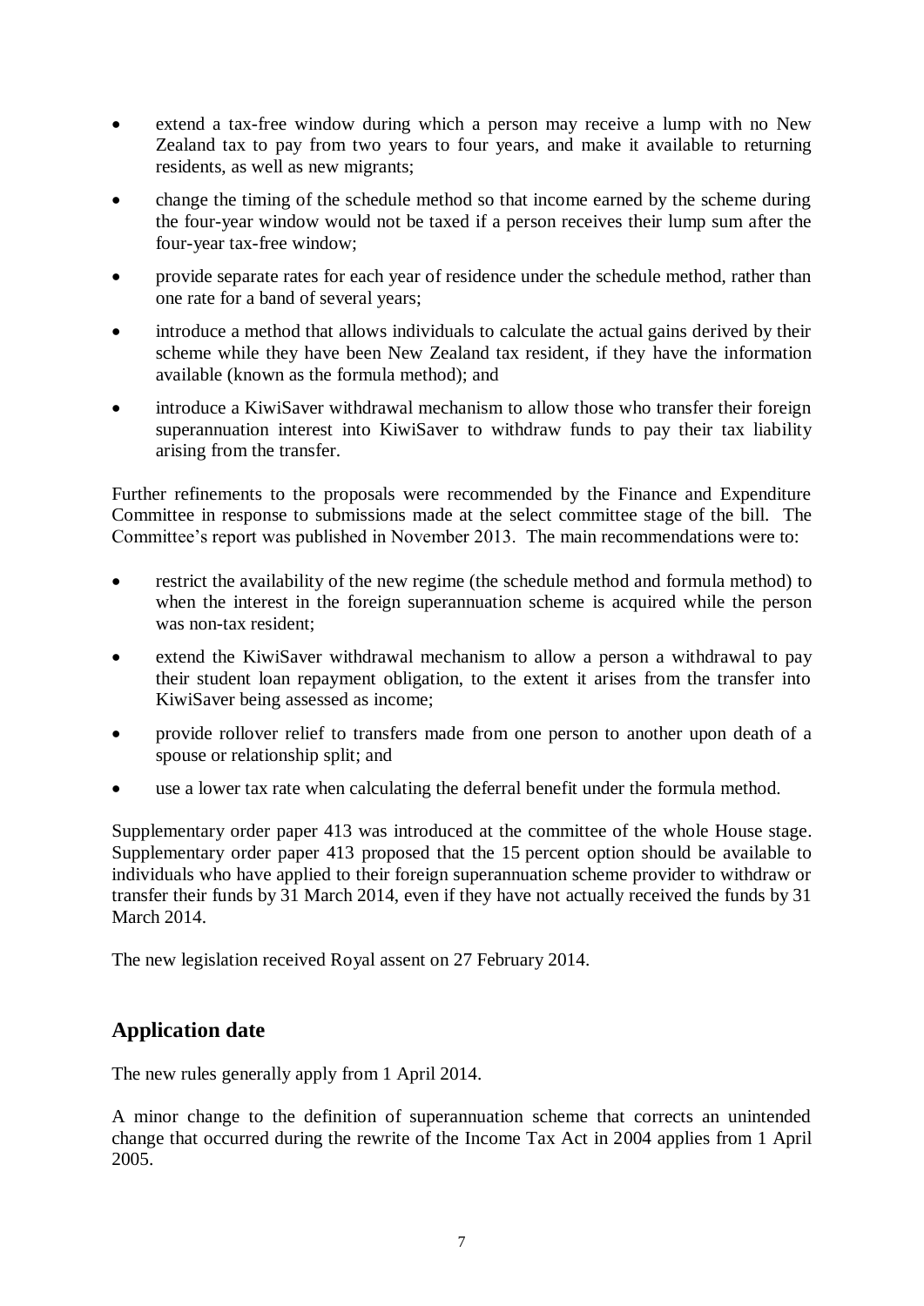- extend a tax-free window during which a person may receive a lump with no New Zealand tax to pay from two years to four years, and make it available to returning residents, as well as new migrants;
- change the timing of the schedule method so that income earned by the scheme during the four-year window would not be taxed if a person receives their lump sum after the four-year tax-free window;
- provide separate rates for each year of residence under the schedule method, rather than one rate for a band of several years;
- introduce a method that allows individuals to calculate the actual gains derived by their scheme while they have been New Zealand tax resident, if they have the information available (known as the formula method); and
- introduce a KiwiSaver withdrawal mechanism to allow those who transfer their foreign superannuation interest into KiwiSaver to withdraw funds to pay their tax liability arising from the transfer.

Further refinements to the proposals were recommended by the Finance and Expenditure Committee in response to submissions made at the select committee stage of the bill. The Committee's report was published in November 2013. The main recommendations were to:

- restrict the availability of the new regime (the schedule method and formula method) to when the interest in the foreign superannuation scheme is acquired while the person was non-tax resident;
- extend the KiwiSaver withdrawal mechanism to allow a person a withdrawal to pay their student loan repayment obligation, to the extent it arises from the transfer into KiwiSaver being assessed as income;
- provide rollover relief to transfers made from one person to another upon death of a spouse or relationship split; and
- use a lower tax rate when calculating the deferral benefit under the formula method.

Supplementary order paper 413 was introduced at the committee of the whole House stage. Supplementary order paper 413 proposed that the 15 percent option should be available to individuals who have applied to their foreign superannuation scheme provider to withdraw or transfer their funds by 31 March 2014, even if they have not actually received the funds by 31 March 2014.

The new legislation received Royal assent on 27 February 2014.

## Application date

The new rules generally apply from 1 April 2014.

A minor change to the definition of superannuation scheme that corrects an unintended change that occurred during the rewrite of the Income Tax Act in 2004 applies from 1 April 2005.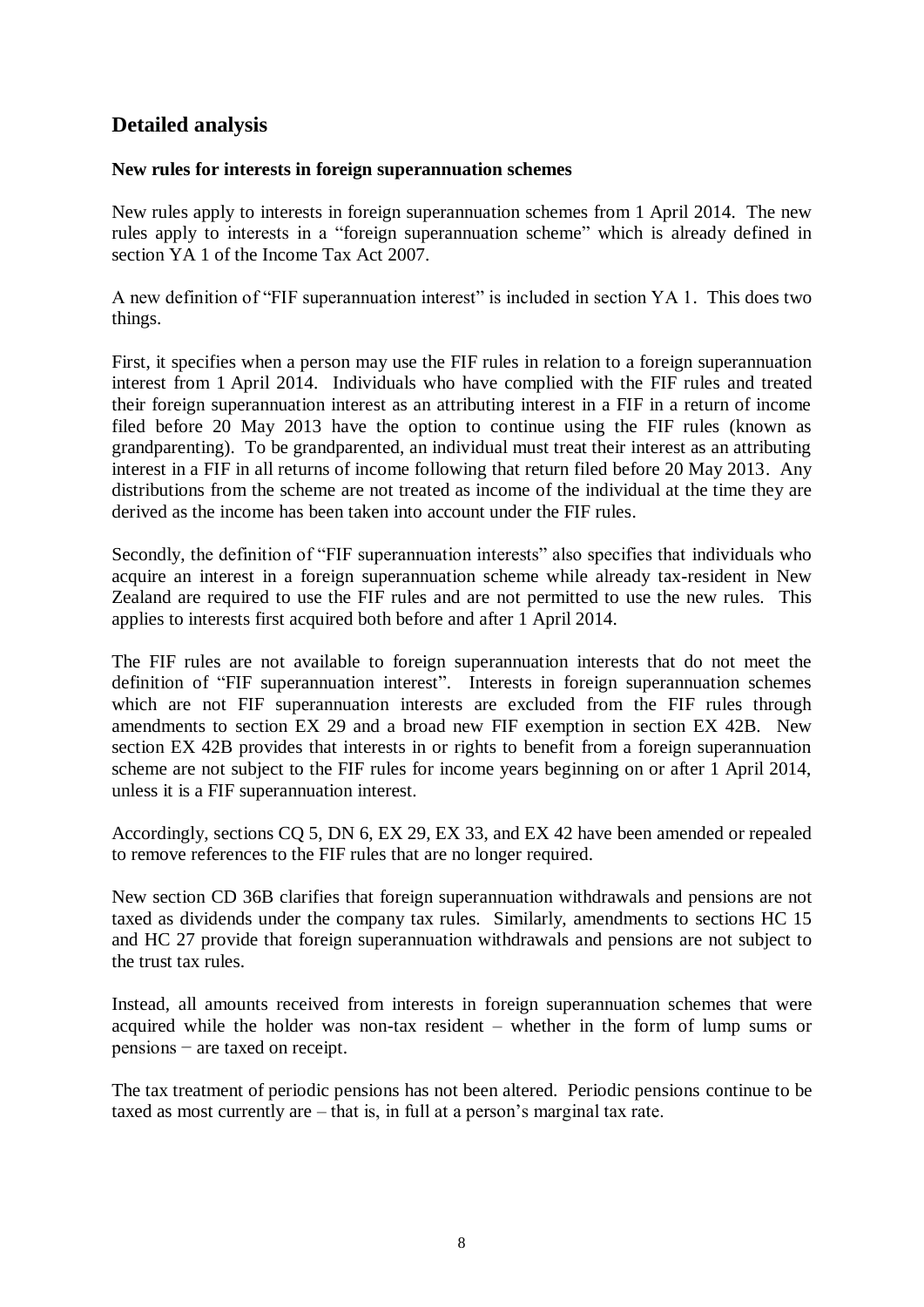## Detailed analysis

**New rules for interests in foreign superannuation schemes**

New rules apply to interests in foreign superannuation schemes from 1 April 2014. The new rules apply to interests in a "foreign superannuation scheme" which is already defined in section YA 1 of the Income Tax Act 2007.

A new definition of "FIF superannuation interest" is included in section YA 1. This does two things.

First, it specifies when a person may use the FIF rules in relation to a foreign superannuation interest from 1 April 2014. Individuals who have complied with the FIF rules and treated their foreign superannuation interest as an attributing interest in a FIF in a return of income filed before 20 May 2013 have the option to continue using the FIF rules (known as grandparenting). To be grandparented, an individual must treat their interest as an attributing interest in a FIF in all returns of income following that return filed before 20 May 2013. Any distributions from the scheme are not treated as income of the individual at the time they are derived as the income has been taken into account under the FIF rules.

Secondly, the definition of "FIF superannuation interests" also specifies that individuals who acquire an interest in a foreign superannuation scheme while already tax-resident in New Zealand are required to use the FIF rules and are not permitted to use the new rules. This applies to interests first acquired both before and after 1 April 2014.

The FIF rules are not available to foreign superannuation interests that do not meet the definition of "FIF superannuation interest". Interests in foreign superannuation schemes which are not FIF superannuation interests are excluded from the FIF rules through amendments to section EX 29 and a broad new FIF exemption in section EX 42B. New section EX 42B provides that interests in or rights to benefit from a foreign superannuation scheme are not subject to the FIF rules for income years beginning on or after 1 April 2014, unless it is a FIF superannuation interest.

Accordingly, sections CQ 5, DN 6, EX 29, EX 33, and EX 42 have been amended or repealed to remove references to the FIF rules that are no longer required.

New section CD 36B clarifies that foreign superannuation withdrawals and pensions are not taxed as dividends under the company tax rules. Similarly, amendments to sections HC 15 and HC 27 provide that foreign superannuation withdrawals and pensions are not subject to the trust tax rules.

Instead, all amounts received from interests in foreign superannuation schemes that were acquired while the holder was non-tax resident – whether in the form of lump sums or pensions − are taxed on receipt.

The tax treatment of periodic pensions has not been altered. Periodic pensions continue to be taxed as most currently are – that is, in full at a person's marginal tax rate.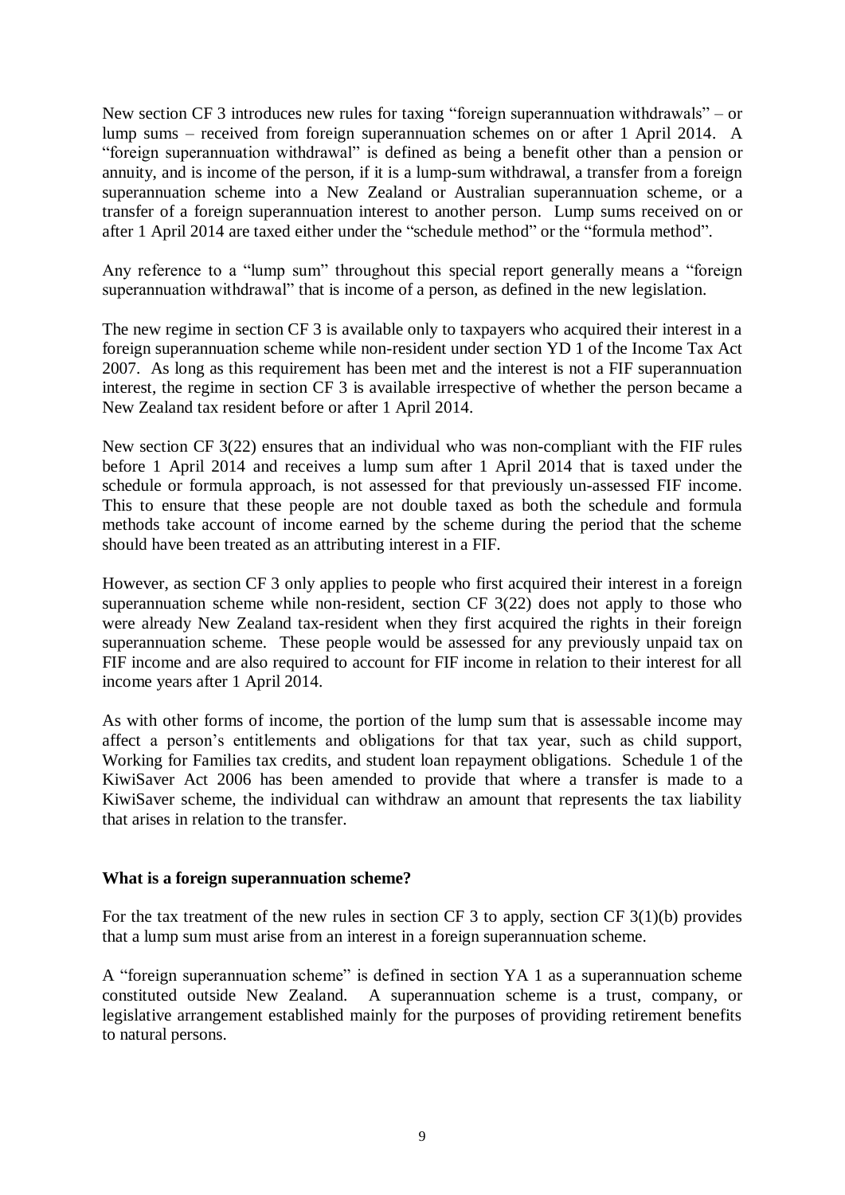New section CF 3 introduces new rules for taxing "foreign superannuation withdrawals" – or lump sums – received from foreign superannuation schemes on or after 1 April 2014. A "foreign superannuation withdrawal" is defined as being a benefit other than a pension or annuity, and is income of the person, if it is a lump-sum withdrawal, a transfer from a foreign superannuation scheme into a New Zealand or Australian superannuation scheme, or a transfer of a foreign superannuation interest to another person. Lump sums received on or after 1 April 2014 are taxed either under the "schedule method" or the "formula method".

Any reference to a "lump sum" throughout this special report generally means a "foreign superannuation withdrawal" that is income of a person, as defined in the new legislation.

The new regime in section CF 3 is available only to taxpayers who acquired their interest in a foreign superannuation scheme while non-resident under section YD 1 of the Income Tax Act 2007. As long as this requirement has been met and the interest is not a FIF superannuation interest, the regime in section CF 3 is available irrespective of whether the person became a New Zealand tax resident before or after 1 April 2014.

New section CF 3(22) ensures that an individual who was non-compliant with the FIF rules before 1 April 2014 and receives a lump sum after 1 April 2014 that is taxed under the schedule or formula approach, is not assessed for that previously un-assessed FIF income. This to ensure that these people are not double taxed as both the schedule and formula methods take account of income earned by the scheme during the period that the scheme should have been treated as an attributing interest in a FIF.

However, as section CF 3 only applies to people who first acquired their interest in a foreign superannuation scheme while non-resident, section CF 3(22) does not apply to those who were already New Zealand tax-resident when they first acquired the rights in their foreign superannuation scheme. These people would be assessed for any previously unpaid tax on FIF income and are also required to account for FIF income in relation to their interest for all income years after 1 April 2014.

As with other forms of income, the portion of the lump sum that is assessable income may affect a person's entitlements and obligations for that tax year, such as child support, Working for Families tax credits, and student loan repayment obligations. Schedule 1 of the KiwiSaver Act 2006 has been amended to provide that where a transfer is made to a KiwiSaver scheme, the individual can withdraw an amount that represents the tax liability that arises in relation to the transfer.

**What is a foreign superannuation scheme?**

For the tax treatment of the new rules in section CF 3 to apply, section CF 3(1)(b) provides that a lump sum must arise from an interest in a foreign superannuation scheme.

A "foreign superannuation scheme" is defined in section YA 1 as a superannuation scheme constituted outside New Zealand. A superannuation scheme is a trust, company, or legislative arrangement established mainly for the purposes of providing retirement benefits to natural persons.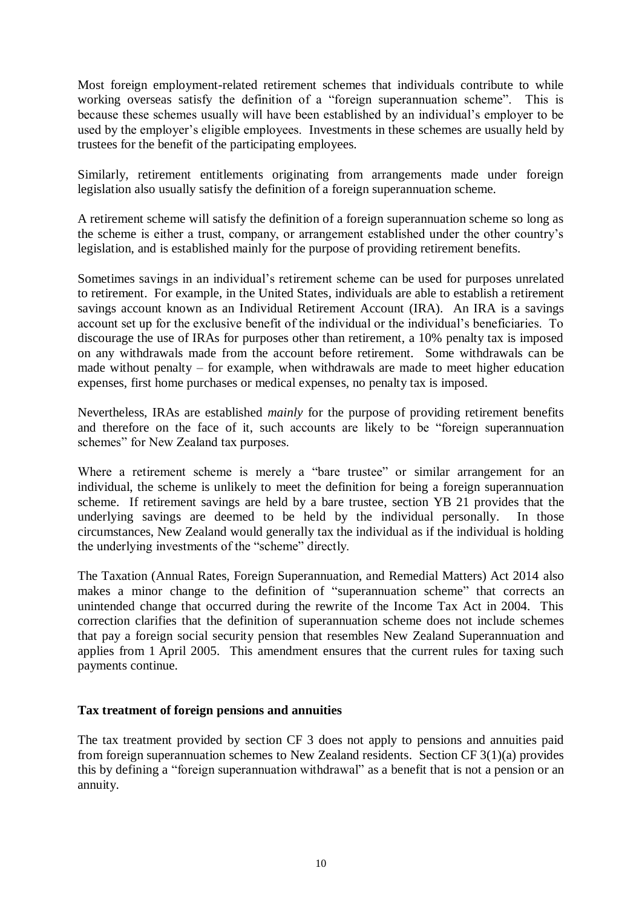Most foreign employment-related retirement schemes that individuals contribute to while working overseas satisfy the definition of a "foreign superannuation scheme". This is because these schemes usually will have been established by an individual's employer to be used by the employer's eligible employees. Investments in these schemes are usually held by trustees for the benefit of the participating employees.

Similarly, retirement entitlements originating from arrangements made under foreign legislation also usually satisfy the definition of a foreign superannuation scheme.

A retirement scheme will satisfy the definition of a foreign superannuation scheme so long as the scheme is either a trust, company, or arrangement established under the other country's legislation, and is established mainly for the purpose of providing retirement benefits.

Sometimes savings in an individual's retirement scheme can be used for purposes unrelated to retirement. For example, in the United States, individuals are able to establish a retirement savings account known as an Individual Retirement Account (IRA). An IRA is a savings account set up for the exclusive benefit of the individual or the individual's beneficiaries. To discourage the use of IRAs for purposes other than retirement, a 10% penalty tax is imposed on any withdrawals made from the account before retirement. Some withdrawals can be made without penalty – for example, when withdrawals are made to meet higher education expenses, first home purchases or medical expenses, no penalty tax is imposed.

Nevertheless, IRAs are established *mainly* for the purpose of providing retirement benefits and therefore on the face of it, such accounts are likely to be "foreign superannuation schemes" for New Zealand tax purposes.

Where a retirement scheme is merely a "bare trustee" or similar arrangement for an individual, the scheme is unlikely to meet the definition for being a foreign superannuation scheme. If retirement savings are held by a bare trustee, section YB 21 provides that the underlying savings are deemed to be held by the individual personally. In those circumstances, New Zealand would generally tax the individual as if the individual is holding the underlying investments of the "scheme" directly.

The Taxation (Annual Rates, Foreign Superannuation, and Remedial Matters) Act 2014 also makes a minor change to the definition of "superannuation scheme" that corrects an unintended change that occurred during the rewrite of the Income Tax Act in 2004. This correction clarifies that the definition of superannuation scheme does not include schemes that pay a foreign social security pension that resembles New Zealand Superannuation and applies from 1 April 2005. This amendment ensures that the current rules for taxing such payments continue.

**Tax treatment of foreign pensions and annuities**

The tax treatment provided by section CF 3 does not apply to pensions and annuities paid from foreign superannuation schemes to New Zealand residents. Section CF 3(1)(a) provides this by defining a "foreign superannuation withdrawal" as a benefit that is not a pension or an annuity.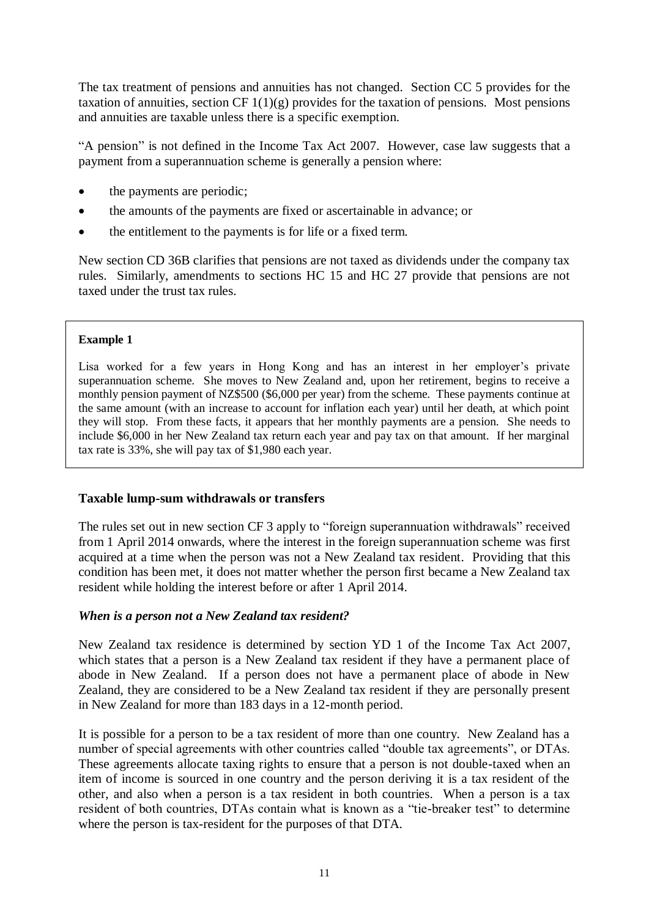The tax treatment of pensions and annuities has not changed. Section CC 5 provides for the taxation of annuities, section CF 1(1)(g) provides for the taxation of pensions. Most pensions and annuities are taxable unless there is a specific exemption.

"A pension" is not defined in the Income Tax Act 2007. However, case law suggests that a payment from a superannuation scheme is generally a pension where:

- the payments are periodic;
- the amounts of the payments are fixed or ascertainable in advance; or
- the entitlement to the payments is for life or a fixed term.

New section CD 36B clarifies that pensions are not taxed as dividends under the company tax rules. Similarly, amendments to sections HC 15 and HC 27 provide that pensions are not taxed under the trust tax rules.

> **Example 1**
>
> Lisa worked for a few years in Hong Kong and has an interest in her employer's private superannuation scheme. She moves to New Zealand and, upon her retirement, begins to receive a monthly pension payment of NZ$500 ($6,000 per year) from the scheme. These payments continue at the same amount (with an increase to account for inflation each year) until her death, at which point they will stop. From these facts, it appears that her monthly payments are a pension. She needs to include $6,000 in her New Zealand tax return each year and pay tax on that amount. If her marginal tax rate is 33%, she will pay tax of $1,980 each year.

### Taxable lump-sum withdrawals or transfers

The rules set out in new section CF 3 apply to "foreign superannuation withdrawals" received from 1 April 2014 onwards, where the interest in the foreign superannuation scheme was first acquired at a time when the person was not a New Zealand tax resident. Providing that this condition has been met, it does not matter whether the person first became a New Zealand tax resident while holding the interest before or after 1 April 2014.

#### *When is a person not a New Zealand tax resident?*

New Zealand tax residence is determined by section YD 1 of the Income Tax Act 2007, which states that a person is a New Zealand tax resident if they have a permanent place of abode in New Zealand. If a person does not have a permanent place of abode in New Zealand, they are considered to be a New Zealand tax resident if they are personally present in New Zealand for more than 183 days in a 12-month period.

It is possible for a person to be a tax resident of more than one country. New Zealand has a number of special agreements with other countries called "double tax agreements", or DTAs. These agreements allocate taxing rights to ensure that a person is not double-taxed when an item of income is sourced in one country and the person deriving it is a tax resident of the other, and also when a person is a tax resident in both countries. When a person is a tax resident of both countries, DTAs contain what is known as a "tie-breaker test" to determine where the person is tax-resident for the purposes of that DTA.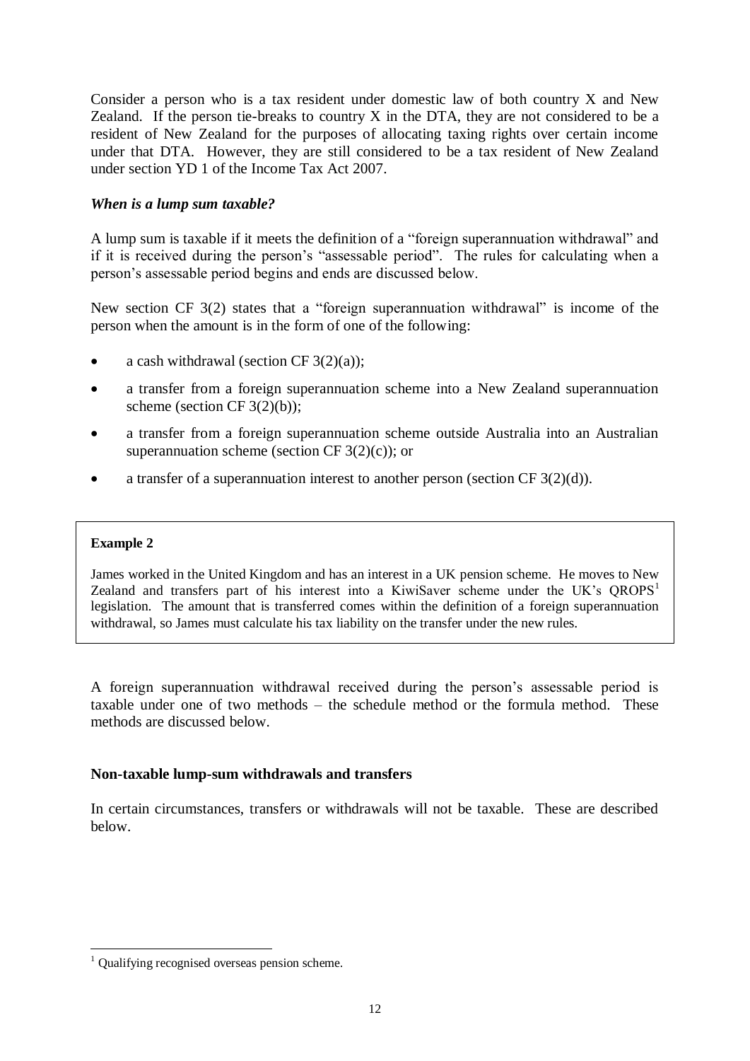Consider a person who is a tax resident under domestic law of both country X and New Zealand. If the person tie-breaks to country X in the DTA, they are not considered to be a resident of New Zealand for the purposes of allocating taxing rights over certain income under that DTA. However, they are still considered to be a tax resident of New Zealand under section YD 1 of the Income Tax Act 2007.

### *When is a lump sum taxable?*

A lump sum is taxable if it meets the definition of a "foreign superannuation withdrawal" and if it is received during the person's "assessable period". The rules for calculating when a person's assessable period begins and ends are discussed below.

New section CF 3(2) states that a "foreign superannuation withdrawal" is income of the person when the amount is in the form of one of the following:

- a cash withdrawal (section CF 3(2)(a));
- a transfer from a foreign superannuation scheme into a New Zealand superannuation scheme (section CF 3(2)(b));
- a transfer from a foreign superannuation scheme outside Australia into an Australian superannuation scheme (section CF 3(2)(c)); or
- a transfer of a superannuation interest to another person (section CF 3(2)(d)).

> **Example 2**
>
> James worked in the United Kingdom and has an interest in a UK pension scheme. He moves to New Zealand and transfers part of his interest into a KiwiSaver scheme under the UK's QROPS[1] legislation. The amount that is transferred comes within the definition of a foreign superannuation withdrawal, so James must calculate his tax liability on the transfer under the new rules.

A foreign superannuation withdrawal received during the person's assessable period is taxable under one of two methods – the schedule method or the formula method. These methods are discussed below.

### Non-taxable lump-sum withdrawals and transfers

In certain circumstances, transfers or withdrawals will not be taxable. These are described below.

[1] Qualifying recognised overseas pension scheme.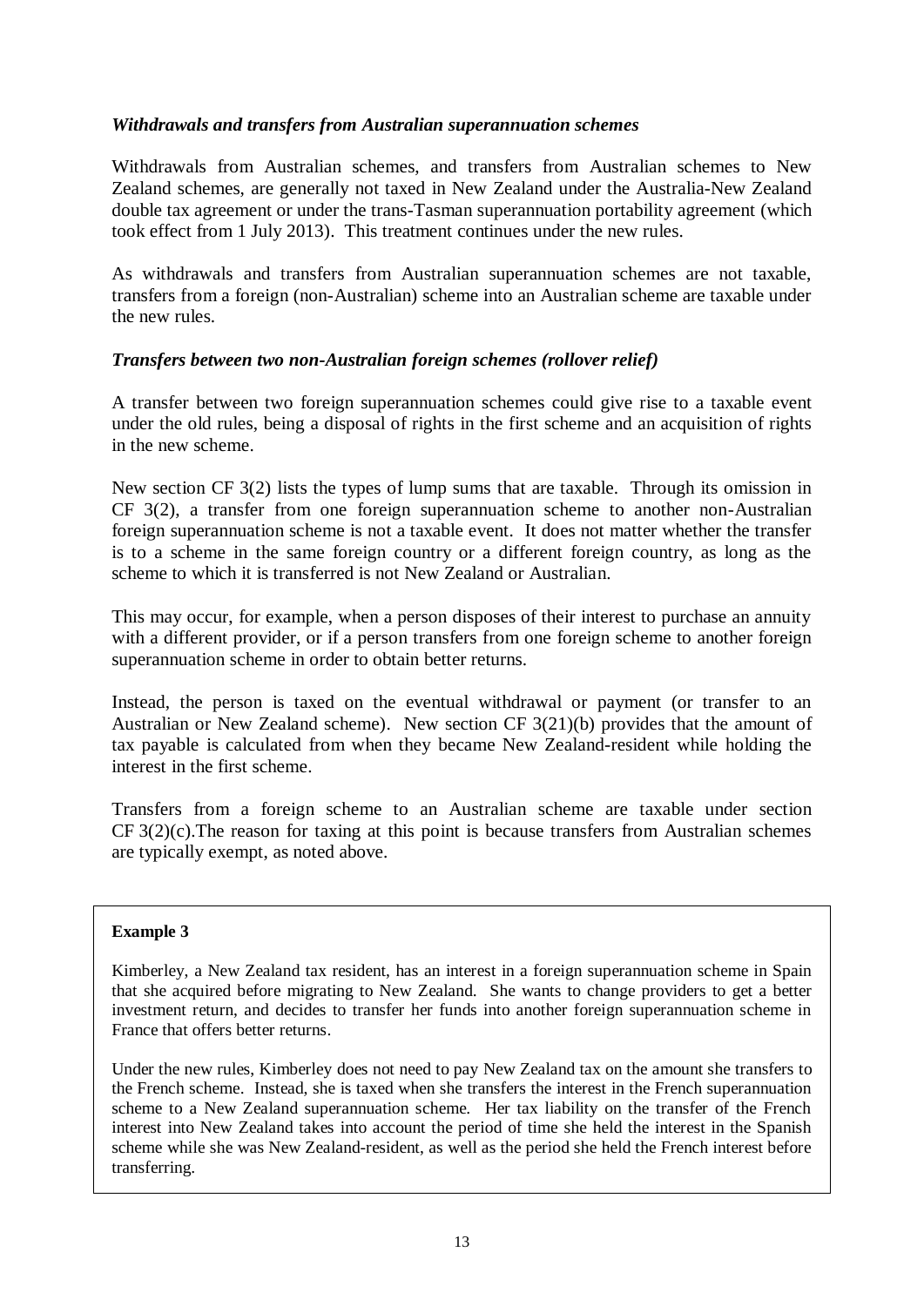*Withdrawals and transfers from Australian superannuation schemes*

Withdrawals from Australian schemes, and transfers from Australian schemes to New Zealand schemes, are generally not taxed in New Zealand under the Australia-New Zealand double tax agreement or under the trans-Tasman superannuation portability agreement (which took effect from 1 July 2013). This treatment continues under the new rules.

As withdrawals and transfers from Australian superannuation schemes are not taxable, transfers from a foreign (non-Australian) scheme into an Australian scheme are taxable under the new rules.

*Transfers between two non-Australian foreign schemes (rollover relief)*

A transfer between two foreign superannuation schemes could give rise to a taxable event under the old rules, being a disposal of rights in the first scheme and an acquisition of rights in the new scheme.

New section CF 3(2) lists the types of lump sums that are taxable. Through its omission in CF 3(2), a transfer from one foreign superannuation scheme to another non-Australian foreign superannuation scheme is not a taxable event. It does not matter whether the transfer is to a scheme in the same foreign country or a different foreign country, as long as the scheme to which it is transferred is not New Zealand or Australian.

This may occur, for example, when a person disposes of their interest to purchase an annuity with a different provider, or if a person transfers from one foreign scheme to another foreign superannuation scheme in order to obtain better returns.

Instead, the person is taxed on the eventual withdrawal or payment (or transfer to an Australian or New Zealand scheme). New section CF 3(21)(b) provides that the amount of tax payable is calculated from when they became New Zealand-resident while holding the interest in the first scheme.

Transfers from a foreign scheme to an Australian scheme are taxable under section CF 3(2)(c).The reason for taxing at this point is because transfers from Australian schemes are typically exempt, as noted above.

> **Example 3**
>
> Kimberley, a New Zealand tax resident, has an interest in a foreign superannuation scheme in Spain that she acquired before migrating to New Zealand. She wants to change providers to get a better investment return, and decides to transfer her funds into another foreign superannuation scheme in France that offers better returns.
>
> Under the new rules, Kimberley does not need to pay New Zealand tax on the amount she transfers to the French scheme. Instead, she is taxed when she transfers the interest in the French superannuation scheme to a New Zealand superannuation scheme. Her tax liability on the transfer of the French interest into New Zealand takes into account the period of time she held the interest in the Spanish scheme while she was New Zealand-resident, as well as the period she held the French interest before transferring.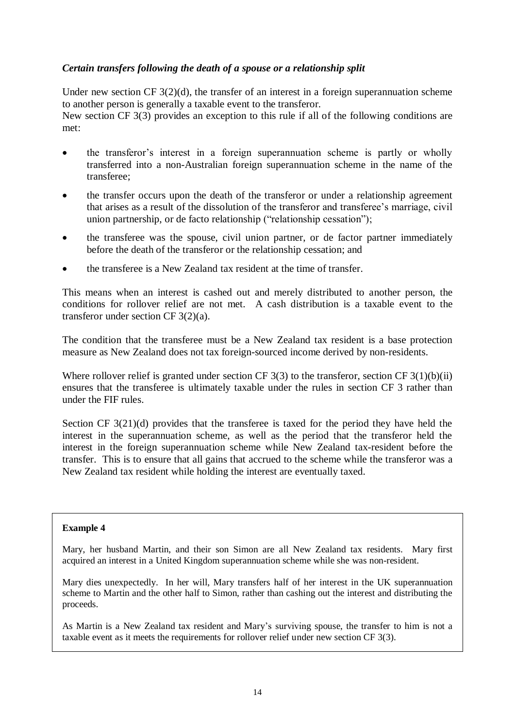### *Certain transfers following the death of a spouse or a relationship split*

Under new section CF 3(2)(d), the transfer of an interest in a foreign superannuation scheme to another person is generally a taxable event to the transferor.

New section CF 3(3) provides an exception to this rule if all of the following conditions are met:

- the transferor's interest in a foreign superannuation scheme is partly or wholly transferred into a non-Australian foreign superannuation scheme in the name of the transferee;
- the transfer occurs upon the death of the transferor or under a relationship agreement that arises as a result of the dissolution of the transferor and transferee's marriage, civil union partnership, or de facto relationship ("relationship cessation");
- the transferee was the spouse, civil union partner, or de factor partner immediately before the death of the transferor or the relationship cessation; and
- the transferee is a New Zealand tax resident at the time of transfer.

This means when an interest is cashed out and merely distributed to another person, the conditions for rollover relief are not met. A cash distribution is a taxable event to the transferor under section CF 3(2)(a).

The condition that the transferee must be a New Zealand tax resident is a base protection measure as New Zealand does not tax foreign-sourced income derived by non-residents.

Where rollover relief is granted under section CF 3(3) to the transferor, section CF 3(1)(b)(ii) ensures that the transferee is ultimately taxable under the rules in section CF 3 rather than under the FIF rules.

Section CF 3(21)(d) provides that the transferee is taxed for the period they have held the interest in the superannuation scheme, as well as the period that the transferor held the interest in the foreign superannuation scheme while New Zealand tax-resident before the transfer. This is to ensure that all gains that accrued to the scheme while the transferor was a New Zealand tax resident while holding the interest are eventually taxed.

**Example 4**

Mary, her husband Martin, and their son Simon are all New Zealand tax residents. Mary first acquired an interest in a United Kingdom superannuation scheme while she was non-resident.

Mary dies unexpectedly. In her will, Mary transfers half of her interest in the UK superannuation scheme to Martin and the other half to Simon, rather than cashing out the interest and distributing the proceeds.

As Martin is a New Zealand tax resident and Mary's surviving spouse, the transfer to him is not a taxable event as it meets the requirements for rollover relief under new section CF 3(3).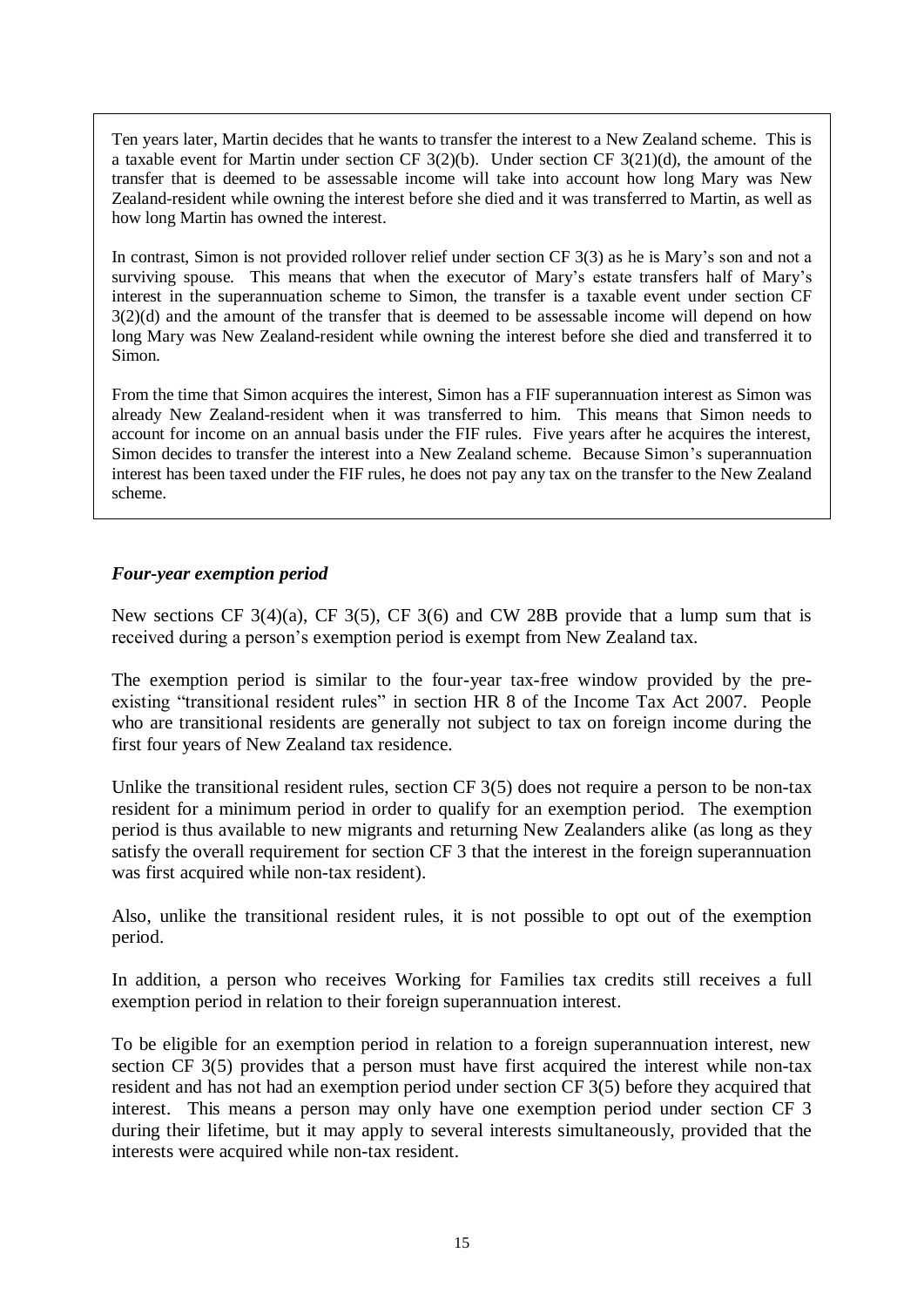Ten years later, Martin decides that he wants to transfer the interest to a New Zealand scheme. This is a taxable event for Martin under section CF 3(2)(b). Under section CF 3(21)(d), the amount of the transfer that is deemed to be assessable income will take into account how long Mary was New Zealand-resident while owning the interest before she died and it was transferred to Martin, as well as how long Martin has owned the interest.

In contrast, Simon is not provided rollover relief under section CF 3(3) as he is Mary's son and not a surviving spouse. This means that when the executor of Mary's estate transfers half of Mary's interest in the superannuation scheme to Simon, the transfer is a taxable event under section CF 3(2)(d) and the amount of the transfer that is deemed to be assessable income will depend on how long Mary was New Zealand-resident while owning the interest before she died and transferred it to Simon.

From the time that Simon acquires the interest, Simon has a FIF superannuation interest as Simon was already New Zealand-resident when it was transferred to him. This means that Simon needs to account for income on an annual basis under the FIF rules. Five years after he acquires the interest, Simon decides to transfer the interest into a New Zealand scheme. Because Simon's superannuation interest has been taxed under the FIF rules, he does not pay any tax on the transfer to the New Zealand scheme.

### *Four-year exemption period*

New sections CF 3(4)(a), CF 3(5), CF 3(6) and CW 28B provide that a lump sum that is received during a person's exemption period is exempt from New Zealand tax.

The exemption period is similar to the four-year tax-free window provided by the pre-existing "transitional resident rules" in section HR 8 of the Income Tax Act 2007. People who are transitional residents are generally not subject to tax on foreign income during the first four years of New Zealand tax residence.

Unlike the transitional resident rules, section CF 3(5) does not require a person to be non-tax resident for a minimum period in order to qualify for an exemption period. The exemption period is thus available to new migrants and returning New Zealanders alike (as long as they satisfy the overall requirement for section CF 3 that the interest in the foreign superannuation was first acquired while non-tax resident).

Also, unlike the transitional resident rules, it is not possible to opt out of the exemption period.

In addition, a person who receives Working for Families tax credits still receives a full exemption period in relation to their foreign superannuation interest.

To be eligible for an exemption period in relation to a foreign superannuation interest, new section CF 3(5) provides that a person must have first acquired the interest while non-tax resident and has not had an exemption period under section CF 3(5) before they acquired that interest. This means a person may only have one exemption period under section CF 3 during their lifetime, but it may apply to several interests simultaneously, provided that the interests were acquired while non-tax resident.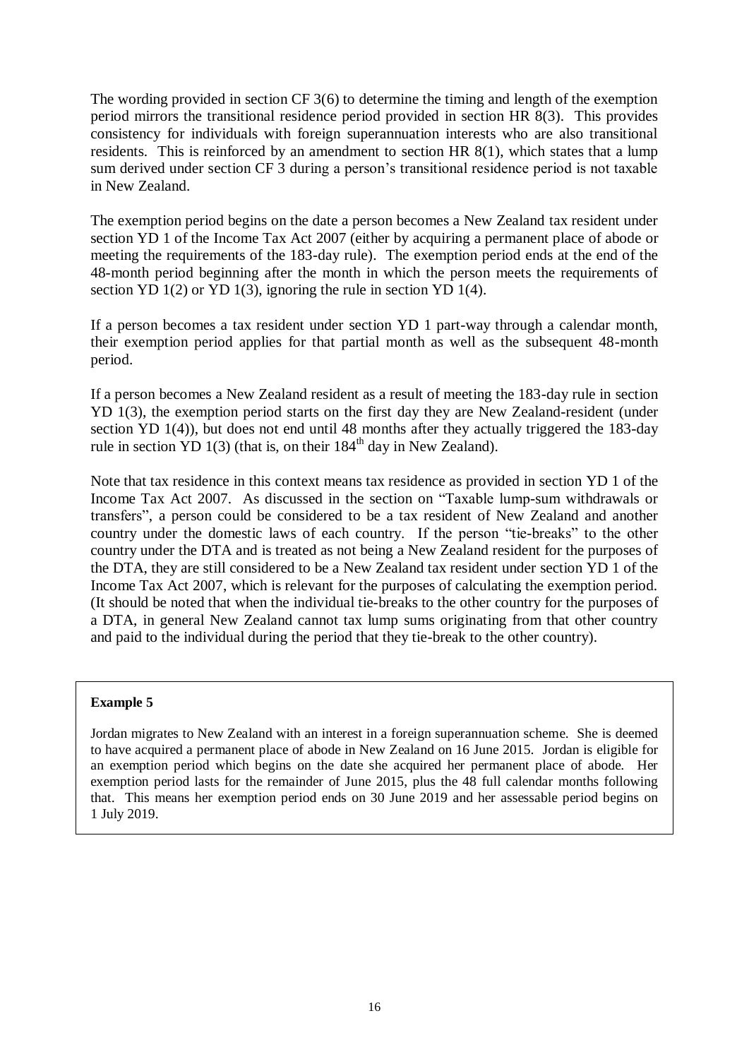The wording provided in section CF 3(6) to determine the timing and length of the exemption period mirrors the transitional residence period provided in section HR 8(3). This provides consistency for individuals with foreign superannuation interests who are also transitional residents. This is reinforced by an amendment to section HR 8(1), which states that a lump sum derived under section CF 3 during a person's transitional residence period is not taxable in New Zealand.

The exemption period begins on the date a person becomes a New Zealand tax resident under section YD 1 of the Income Tax Act 2007 (either by acquiring a permanent place of abode or meeting the requirements of the 183-day rule). The exemption period ends at the end of the 48-month period beginning after the month in which the person meets the requirements of section YD 1(2) or YD 1(3), ignoring the rule in section YD 1(4).

If a person becomes a tax resident under section YD 1 part-way through a calendar month, their exemption period applies for that partial month as well as the subsequent 48-month period.

If a person becomes a New Zealand resident as a result of meeting the 183-day rule in section YD 1(3), the exemption period starts on the first day they are New Zealand-resident (under section YD 1(4)), but does not end until 48 months after they actually triggered the 183-day rule in section YD 1(3) (that is, on their 184th day in New Zealand).

Note that tax residence in this context means tax residence as provided in section YD 1 of the Income Tax Act 2007. As discussed in the section on "Taxable lump-sum withdrawals or transfers", a person could be considered to be a tax resident of New Zealand and another country under the domestic laws of each country. If the person "tie-breaks" to the other country under the DTA and is treated as not being a New Zealand resident for the purposes of the DTA, they are still considered to be a New Zealand tax resident under section YD 1 of the Income Tax Act 2007, which is relevant for the purposes of calculating the exemption period. (It should be noted that when the individual tie-breaks to the other country for the purposes of a DTA, in general New Zealand cannot tax lump sums originating from that other country and paid to the individual during the period that they tie-break to the other country).

**Example 5**

Jordan migrates to New Zealand with an interest in a foreign superannuation scheme. She is deemed to have acquired a permanent place of abode in New Zealand on 16 June 2015. Jordan is eligible for an exemption period which begins on the date she acquired her permanent place of abode. Her exemption period lasts for the remainder of June 2015, plus the 48 full calendar months following that. This means her exemption period ends on 30 June 2019 and her assessable period begins on 1 July 2019.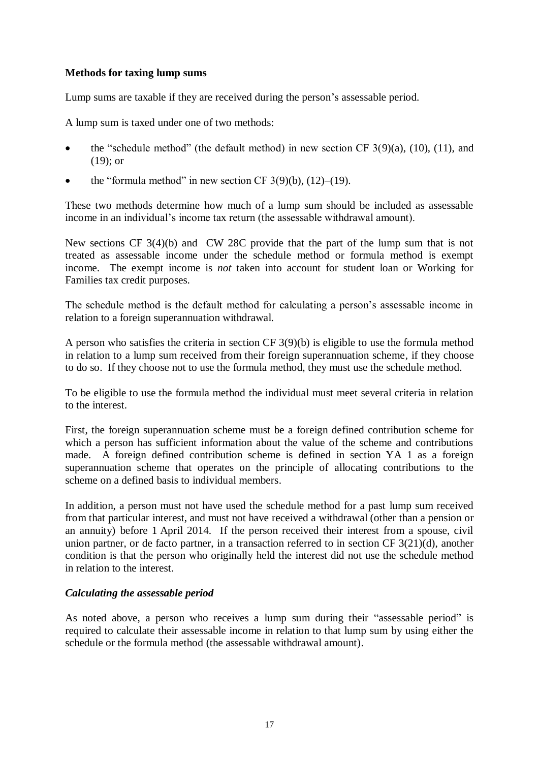**Methods for taxing lump sums**

Lump sums are taxable if they are received during the person's assessable period.

A lump sum is taxed under one of two methods:

- the "schedule method" (the default method) in new section CF 3(9)(a), (10), (11), and (19); or
- the "formula method" in new section CF 3(9)(b), (12)–(19).

These two methods determine how much of a lump sum should be included as assessable income in an individual's income tax return (the assessable withdrawal amount).

New sections CF 3(4)(b) and CW 28C provide that the part of the lump sum that is not treated as assessable income under the schedule method or formula method is exempt income. The exempt income is *not* taken into account for student loan or Working for Families tax credit purposes.

The schedule method is the default method for calculating a person's assessable income in relation to a foreign superannuation withdrawal.

A person who satisfies the criteria in section CF 3(9)(b) is eligible to use the formula method in relation to a lump sum received from their foreign superannuation scheme, if they choose to do so. If they choose not to use the formula method, they must use the schedule method.

To be eligible to use the formula method the individual must meet several criteria in relation to the interest.

First, the foreign superannuation scheme must be a foreign defined contribution scheme for which a person has sufficient information about the value of the scheme and contributions made. A foreign defined contribution scheme is defined in section YA 1 as a foreign superannuation scheme that operates on the principle of allocating contributions to the scheme on a defined basis to individual members.

In addition, a person must not have used the schedule method for a past lump sum received from that particular interest, and must not have received a withdrawal (other than a pension or an annuity) before 1 April 2014. If the person received their interest from a spouse, civil union partner, or de facto partner, in a transaction referred to in section CF 3(21)(d), another condition is that the person who originally held the interest did not use the schedule method in relation to the interest.

***Calculating the assessable period***

As noted above, a person who receives a lump sum during their "assessable period" is required to calculate their assessable income in relation to that lump sum by using either the schedule or the formula method (the assessable withdrawal amount).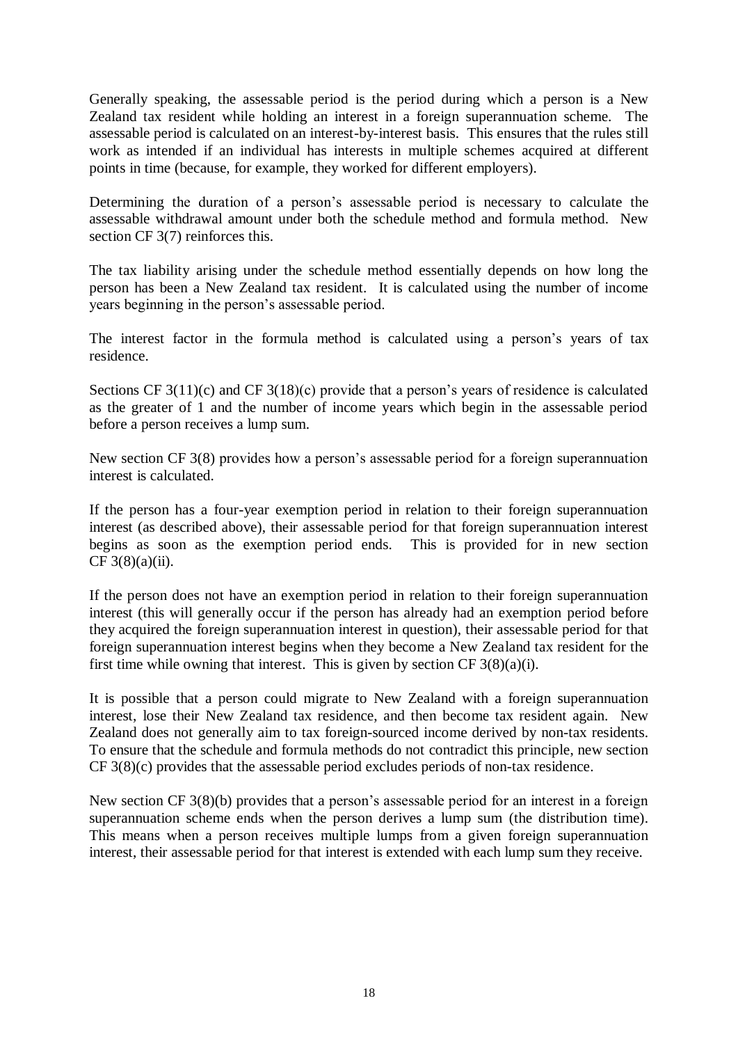Generally speaking, the assessable period is the period during which a person is a New Zealand tax resident while holding an interest in a foreign superannuation scheme. The assessable period is calculated on an interest-by-interest basis. This ensures that the rules still work as intended if an individual has interests in multiple schemes acquired at different points in time (because, for example, they worked for different employers).

Determining the duration of a person's assessable period is necessary to calculate the assessable withdrawal amount under both the schedule method and formula method. New section CF 3(7) reinforces this.

The tax liability arising under the schedule method essentially depends on how long the person has been a New Zealand tax resident. It is calculated using the number of income years beginning in the person's assessable period.

The interest factor in the formula method is calculated using a person's years of tax residence.

Sections CF 3(11)(c) and CF 3(18)(c) provide that a person's years of residence is calculated as the greater of 1 and the number of income years which begin in the assessable period before a person receives a lump sum.

New section CF 3(8) provides how a person's assessable period for a foreign superannuation interest is calculated.

If the person has a four-year exemption period in relation to their foreign superannuation interest (as described above), their assessable period for that foreign superannuation interest begins as soon as the exemption period ends. This is provided for in new section CF 3(8)(a)(ii).

If the person does not have an exemption period in relation to their foreign superannuation interest (this will generally occur if the person has already had an exemption period before they acquired the foreign superannuation interest in question), their assessable period for that foreign superannuation interest begins when they become a New Zealand tax resident for the first time while owning that interest. This is given by section CF 3(8)(a)(i).

It is possible that a person could migrate to New Zealand with a foreign superannuation interest, lose their New Zealand tax residence, and then become tax resident again. New Zealand does not generally aim to tax foreign-sourced income derived by non-tax residents. To ensure that the schedule and formula methods do not contradict this principle, new section CF 3(8)(c) provides that the assessable period excludes periods of non-tax residence.

New section CF 3(8)(b) provides that a person's assessable period for an interest in a foreign superannuation scheme ends when the person derives a lump sum (the distribution time). This means when a person receives multiple lumps from a given foreign superannuation interest, their assessable period for that interest is extended with each lump sum they receive.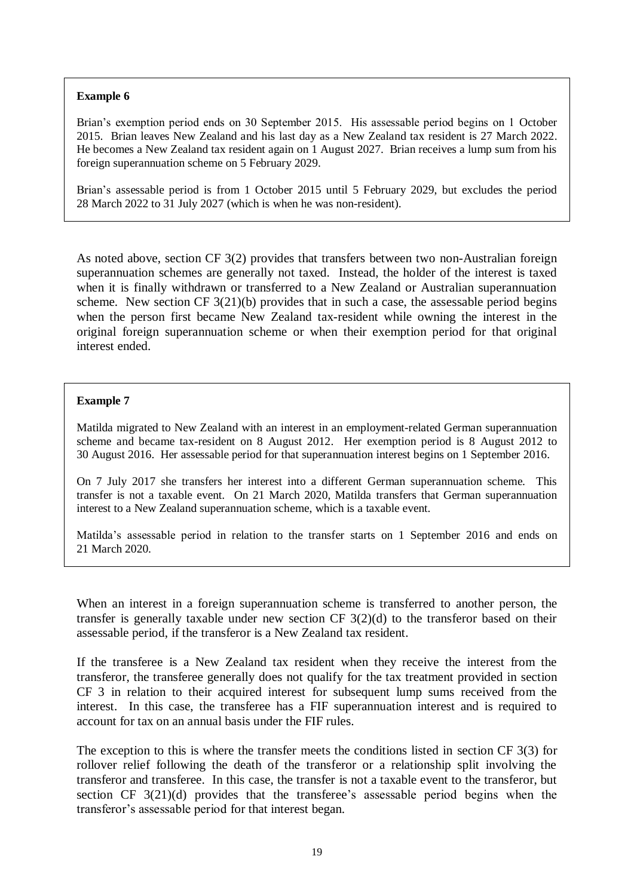**Example 6**

Brian's exemption period ends on 30 September 2015. His assessable period begins on 1 October 2015. Brian leaves New Zealand and his last day as a New Zealand tax resident is 27 March 2022. He becomes a New Zealand tax resident again on 1 August 2027. Brian receives a lump sum from his foreign superannuation scheme on 5 February 2029.

Brian's assessable period is from 1 October 2015 until 5 February 2029, but excludes the period 28 March 2022 to 31 July 2027 (which is when he was non-resident).

As noted above, section CF 3(2) provides that transfers between two non-Australian foreign superannuation schemes are generally not taxed. Instead, the holder of the interest is taxed when it is finally withdrawn or transferred to a New Zealand or Australian superannuation scheme. New section CF 3(21)(b) provides that in such a case, the assessable period begins when the person first became New Zealand tax-resident while owning the interest in the original foreign superannuation scheme or when their exemption period for that original interest ended.

**Example 7**

Matilda migrated to New Zealand with an interest in an employment-related German superannuation scheme and became tax-resident on 8 August 2012. Her exemption period is 8 August 2012 to 30 August 2016. Her assessable period for that superannuation interest begins on 1 September 2016.

On 7 July 2017 she transfers her interest into a different German superannuation scheme. This transfer is not a taxable event. On 21 March 2020, Matilda transfers that German superannuation interest to a New Zealand superannuation scheme, which is a taxable event.

Matilda's assessable period in relation to the transfer starts on 1 September 2016 and ends on 21 March 2020.

When an interest in a foreign superannuation scheme is transferred to another person, the transfer is generally taxable under new section CF 3(2)(d) to the transferor based on their assessable period, if the transferor is a New Zealand tax resident.

If the transferee is a New Zealand tax resident when they receive the interest from the transferor, the transferee generally does not qualify for the tax treatment provided in section CF 3 in relation to their acquired interest for subsequent lump sums received from the interest. In this case, the transferee has a FIF superannuation interest and is required to account for tax on an annual basis under the FIF rules.

The exception to this is where the transfer meets the conditions listed in section CF 3(3) for rollover relief following the death of the transferor or a relationship split involving the transferor and transferee. In this case, the transfer is not a taxable event to the transferor, but section CF 3(21)(d) provides that the transferee's assessable period begins when the transferor's assessable period for that interest began.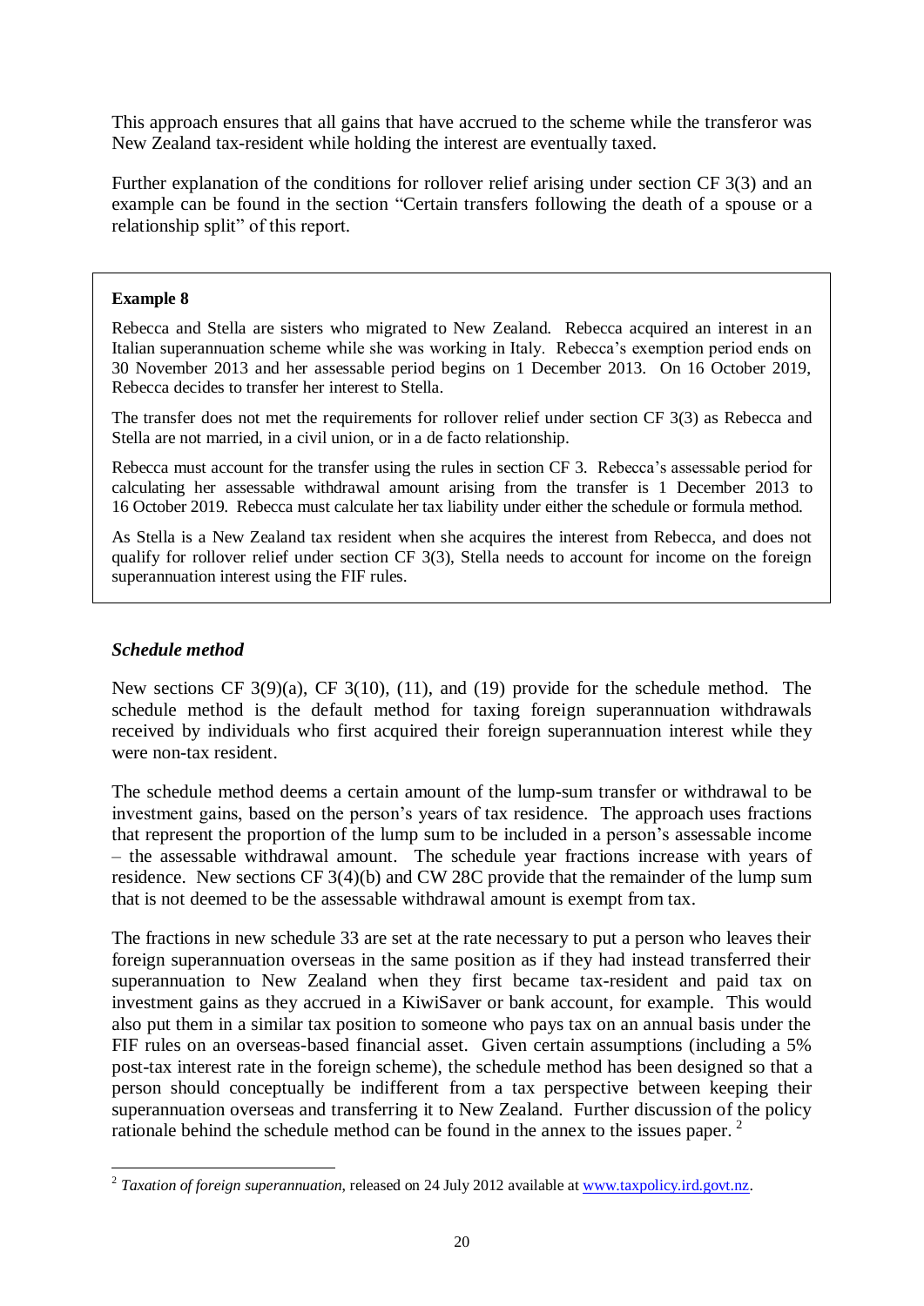This approach ensures that all gains that have accrued to the scheme while the transferor was New Zealand tax-resident while holding the interest are eventually taxed.

Further explanation of the conditions for rollover relief arising under section CF 3(3) and an example can be found in the section "Certain transfers following the death of a spouse or a relationship split" of this report.

> **Example 8**
>
> Rebecca and Stella are sisters who migrated to New Zealand. Rebecca acquired an interest in an Italian superannuation scheme while she was working in Italy. Rebecca's exemption period ends on 30 November 2013 and her assessable period begins on 1 December 2013. On 16 October 2019, Rebecca decides to transfer her interest to Stella.
>
> The transfer does not met the requirements for rollover relief under section CF 3(3) as Rebecca and Stella are not married, in a civil union, or in a de facto relationship.
>
> Rebecca must account for the transfer using the rules in section CF 3. Rebecca's assessable period for calculating her assessable withdrawal amount arising from the transfer is 1 December 2013 to 16 October 2019. Rebecca must calculate her tax liability under either the schedule or formula method.
>
> As Stella is a New Zealand tax resident when she acquires the interest from Rebecca, and does not qualify for rollover relief under section CF 3(3), Stella needs to account for income on the foreign superannuation interest using the FIF rules.

### *Schedule method*

New sections CF 3(9)(a), CF 3(10), (11), and (19) provide for the schedule method. The schedule method is the default method for taxing foreign superannuation withdrawals received by individuals who first acquired their foreign superannuation interest while they were non-tax resident.

The schedule method deems a certain amount of the lump-sum transfer or withdrawal to be investment gains, based on the person's years of tax residence. The approach uses fractions that represent the proportion of the lump sum to be included in a person's assessable income – the assessable withdrawal amount. The schedule year fractions increase with years of residence. New sections CF 3(4)(b) and CW 28C provide that the remainder of the lump sum that is not deemed to be the assessable withdrawal amount is exempt from tax.

The fractions in new schedule 33 are set at the rate necessary to put a person who leaves their foreign superannuation overseas in the same position as if they had instead transferred their superannuation to New Zealand when they first became tax-resident and paid tax on investment gains as they accrued in a KiwiSaver or bank account, for example. This would also put them in a similar tax position to someone who pays tax on an annual basis under the FIF rules on an overseas-based financial asset. Given certain assumptions (including a 5% post-tax interest rate in the foreign scheme), the schedule method has been designed so that a person should conceptually be indifferent from a tax perspective between keeping their superannuation overseas and transferring it to New Zealand. Further discussion of the policy rationale behind the schedule method can be found in the annex to the issues paper.[2]

[2] *Taxation of foreign superannuation*, released on 24 July 2012 available at www.taxpolicy.ird.govt.nz.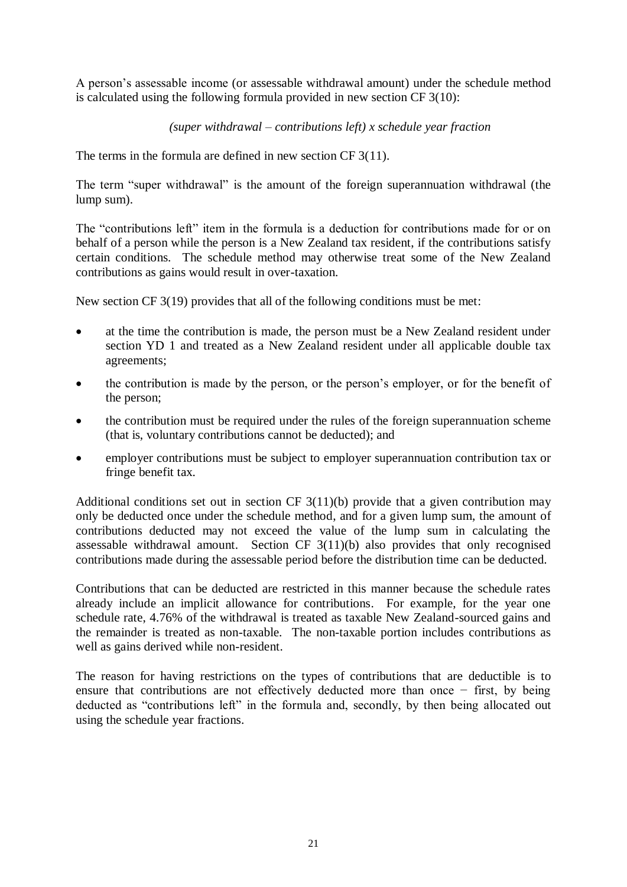A person's assessable income (or assessable withdrawal amount) under the schedule method is calculated using the following formula provided in new section CF 3(10):

*(super withdrawal – contributions left) x schedule year fraction*

The terms in the formula are defined in new section CF 3(11).

The term "super withdrawal" is the amount of the foreign superannuation withdrawal (the lump sum).

The "contributions left" item in the formula is a deduction for contributions made for or on behalf of a person while the person is a New Zealand tax resident, if the contributions satisfy certain conditions. The schedule method may otherwise treat some of the New Zealand contributions as gains would result in over-taxation.

New section CF 3(19) provides that all of the following conditions must be met:

- at the time the contribution is made, the person must be a New Zealand resident under section YD 1 and treated as a New Zealand resident under all applicable double tax agreements;
- the contribution is made by the person, or the person's employer, or for the benefit of the person;
- the contribution must be required under the rules of the foreign superannuation scheme (that is, voluntary contributions cannot be deducted); and
- employer contributions must be subject to employer superannuation contribution tax or fringe benefit tax.

Additional conditions set out in section CF 3(11)(b) provide that a given contribution may only be deducted once under the schedule method, and for a given lump sum, the amount of contributions deducted may not exceed the value of the lump sum in calculating the assessable withdrawal amount. Section CF 3(11)(b) also provides that only recognised contributions made during the assessable period before the distribution time can be deducted.

Contributions that can be deducted are restricted in this manner because the schedule rates already include an implicit allowance for contributions. For example, for the year one schedule rate, 4.76% of the withdrawal is treated as taxable New Zealand-sourced gains and the remainder is treated as non-taxable. The non-taxable portion includes contributions as well as gains derived while non-resident.

The reason for having restrictions on the types of contributions that are deductible is to ensure that contributions are not effectively deducted more than once − first, by being deducted as "contributions left" in the formula and, secondly, by then being allocated out using the schedule year fractions.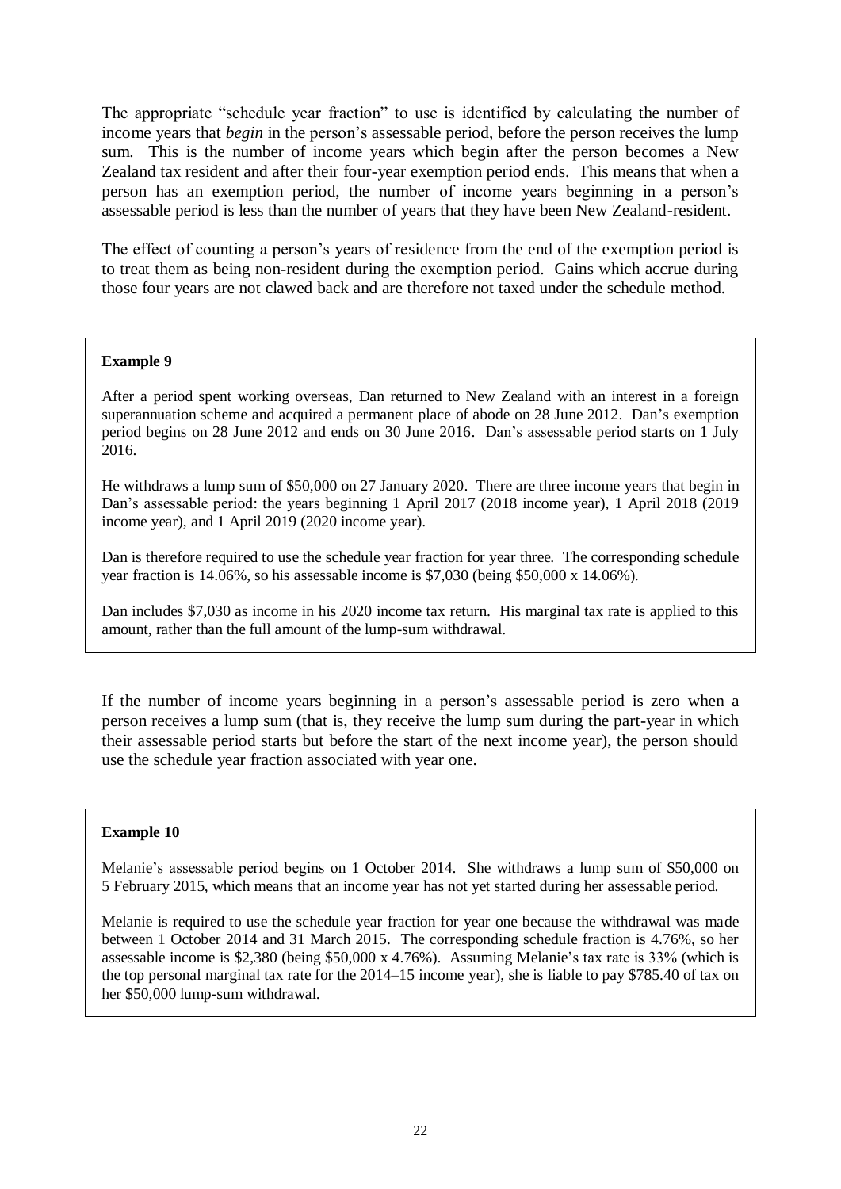The appropriate "schedule year fraction" to use is identified by calculating the number of income years that *begin* in the person's assessable period, before the person receives the lump sum. This is the number of income years which begin after the person becomes a New Zealand tax resident and after their four-year exemption period ends. This means that when a person has an exemption period, the number of income years beginning in a person's assessable period is less than the number of years that they have been New Zealand-resident.

The effect of counting a person's years of residence from the end of the exemption period is to treat them as being non-resident during the exemption period. Gains which accrue during those four years are not clawed back and are therefore not taxed under the schedule method.

> **Example 9**
>
> After a period spent working overseas, Dan returned to New Zealand with an interest in a foreign superannuation scheme and acquired a permanent place of abode on 28 June 2012. Dan's exemption period begins on 28 June 2012 and ends on 30 June 2016. Dan's assessable period starts on 1 July 2016.
>
> He withdraws a lump sum of $50,000 on 27 January 2020. There are three income years that begin in Dan's assessable period: the years beginning 1 April 2017 (2018 income year), 1 April 2018 (2019 income year), and 1 April 2019 (2020 income year).
>
> Dan is therefore required to use the schedule year fraction for year three. The corresponding schedule year fraction is 14.06%, so his assessable income is $7,030 (being $50,000 x 14.06%).
>
> Dan includes $7,030 as income in his 2020 income tax return. His marginal tax rate is applied to this amount, rather than the full amount of the lump-sum withdrawal.

If the number of income years beginning in a person's assessable period is zero when a person receives a lump sum (that is, they receive the lump sum during the part-year in which their assessable period starts but before the start of the next income year), the person should use the schedule year fraction associated with year one.

> **Example 10**
>
> Melanie's assessable period begins on 1 October 2014. She withdraws a lump sum of $50,000 on 5 February 2015, which means that an income year has not yet started during her assessable period.
>
> Melanie is required to use the schedule year fraction for year one because the withdrawal was made between 1 October 2014 and 31 March 2015. The corresponding schedule fraction is 4.76%, so her assessable income is $2,380 (being $50,000 x 4.76%). Assuming Melanie's tax rate is 33% (which is the top personal marginal tax rate for the 2014–15 income year), she is liable to pay $785.40 of tax on her $50,000 lump-sum withdrawal.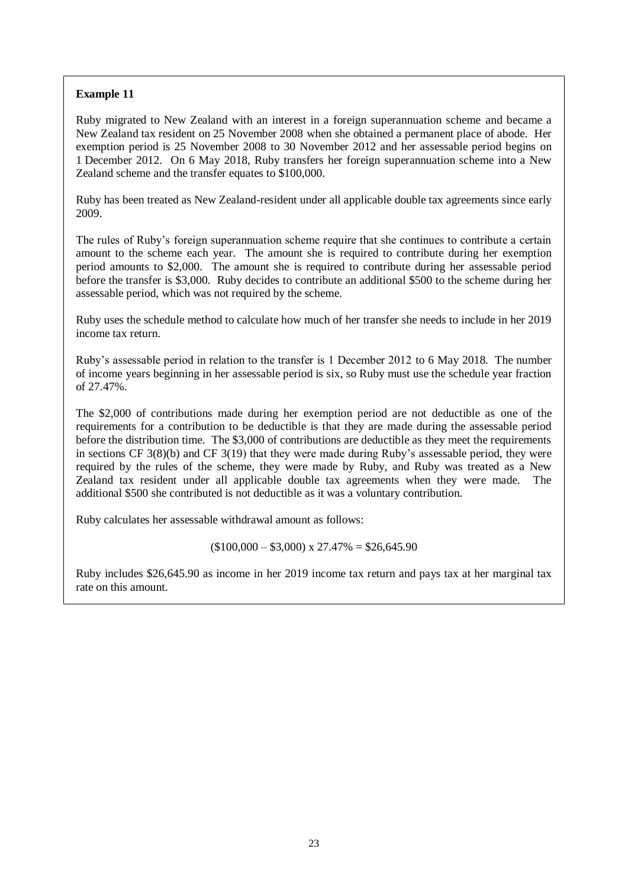**Example 11**

Ruby migrated to New Zealand with an interest in a foreign superannuation scheme and became a New Zealand tax resident on 25 November 2008 when she obtained a permanent place of abode. Her exemption period is 25 November 2008 to 30 November 2012 and her assessable period begins on 1 December 2012. On 6 May 2018, Ruby transfers her foreign superannuation scheme into a New Zealand scheme and the transfer equates to $100,000.

Ruby has been treated as New Zealand-resident under all applicable double tax agreements since early 2009.

The rules of Ruby's foreign superannuation scheme require that she continues to contribute a certain amount to the scheme each year. The amount she is required to contribute during her exemption period amounts to $2,000. The amount she is required to contribute during her assessable period before the transfer is $3,000. Ruby decides to contribute an additional $500 to the scheme during her assessable period, which was not required by the scheme.

Ruby uses the schedule method to calculate how much of her transfer she needs to include in her 2019 income tax return.

Ruby's assessable period in relation to the transfer is 1 December 2012 to 6 May 2018. The number of income years beginning in her assessable period is six, so Ruby must use the schedule year fraction of 27.47%.

The $2,000 of contributions made during her exemption period are not deductible as one of the requirements for a contribution to be deductible is that they are made during the assessable period before the distribution time. The $3,000 of contributions are deductible as they meet the requirements in sections CF 3(8)(b) and CF 3(19) that they were made during Ruby's assessable period, they were required by the rules of the scheme, they were made by Ruby, and Ruby was treated as a New Zealand tax resident under all applicable double tax agreements when they were made. The additional $500 she contributed is not deductible as it was a voluntary contribution.

Ruby calculates her assessable withdrawal amount as follows:

($100,000 – $3,000) x 27.47% = $26,645.90

Ruby includes $26,645.90 as income in her 2019 income tax return and pays tax at her marginal tax rate on this amount.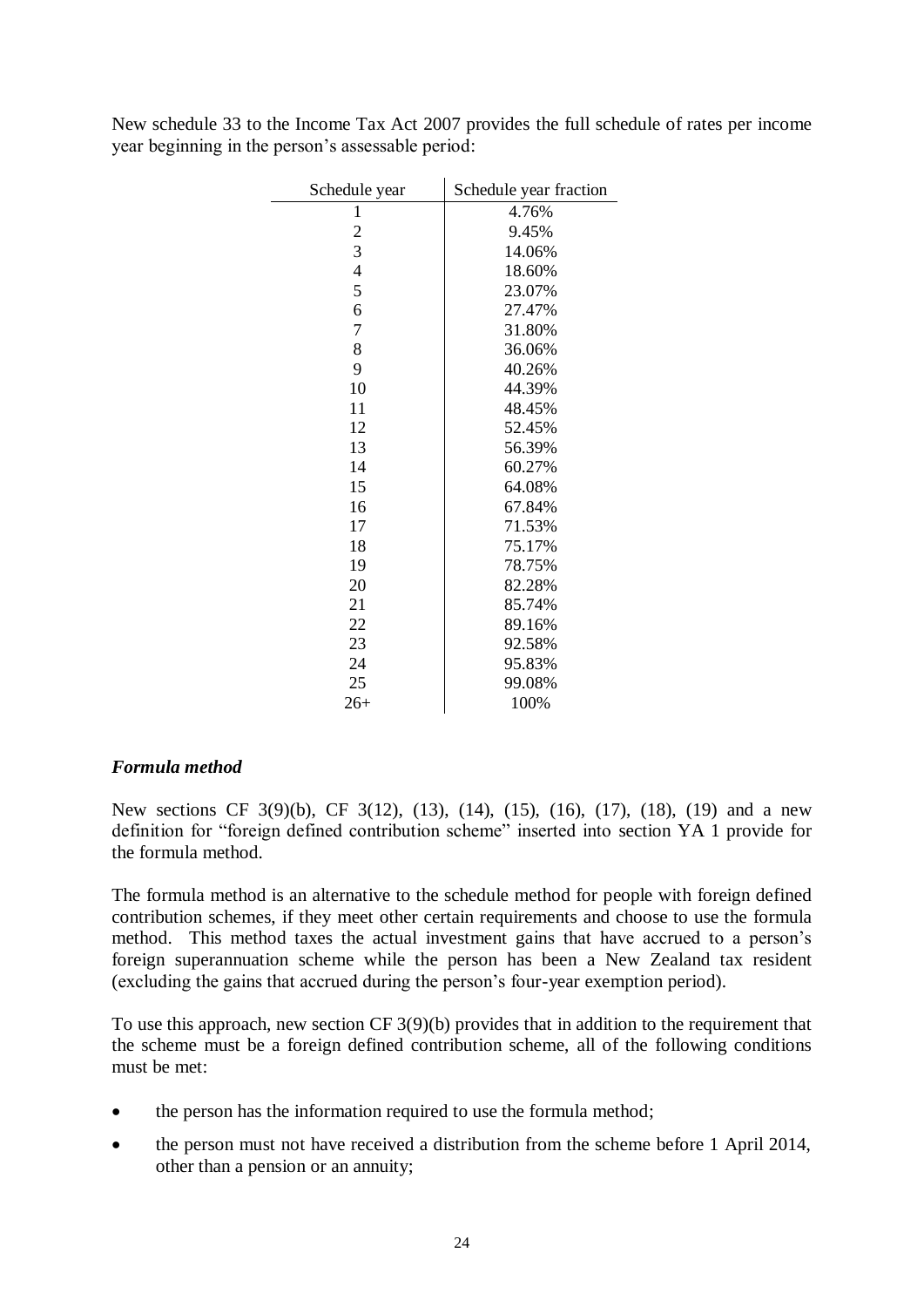New schedule 33 to the Income Tax Act 2007 provides the full schedule of rates per income year beginning in the person's assessable period:

| Schedule year | Schedule year fraction |
|---|---|
| 1 | 4.76% |
| 2 | 9.45% |
| 3 | 14.06% |
| 4 | 18.60% |
| 5 | 23.07% |
| 6 | 27.47% |
| 7 | 31.80% |
| 8 | 36.06% |
| 9 | 40.26% |
| 10 | 44.39% |
| 11 | 48.45% |
| 12 | 52.45% |
| 13 | 56.39% |
| 14 | 60.27% |
| 15 | 64.08% |
| 16 | 67.84% |
| 17 | 71.53% |
| 18 | 75.17% |
| 19 | 78.75% |
| 20 | 82.28% |
| 21 | 85.74% |
| 22 | 89.16% |
| 23 | 92.58% |
| 24 | 95.83% |
| 25 | 99.08% |
| 26+ | 100% |

### *Formula method*

New sections CF 3(9)(b), CF 3(12), (13), (14), (15), (16), (17), (18), (19) and a new definition for "foreign defined contribution scheme" inserted into section YA 1 provide for the formula method.

The formula method is an alternative to the schedule method for people with foreign defined contribution schemes, if they meet other certain requirements and choose to use the formula method. This method taxes the actual investment gains that have accrued to a person's foreign superannuation scheme while the person has been a New Zealand tax resident (excluding the gains that accrued during the person's four-year exemption period).

To use this approach, new section CF 3(9)(b) provides that in addition to the requirement that the scheme must be a foreign defined contribution scheme, all of the following conditions must be met:

- the person has the information required to use the formula method;
- the person must not have received a distribution from the scheme before 1 April 2014, other than a pension or an annuity;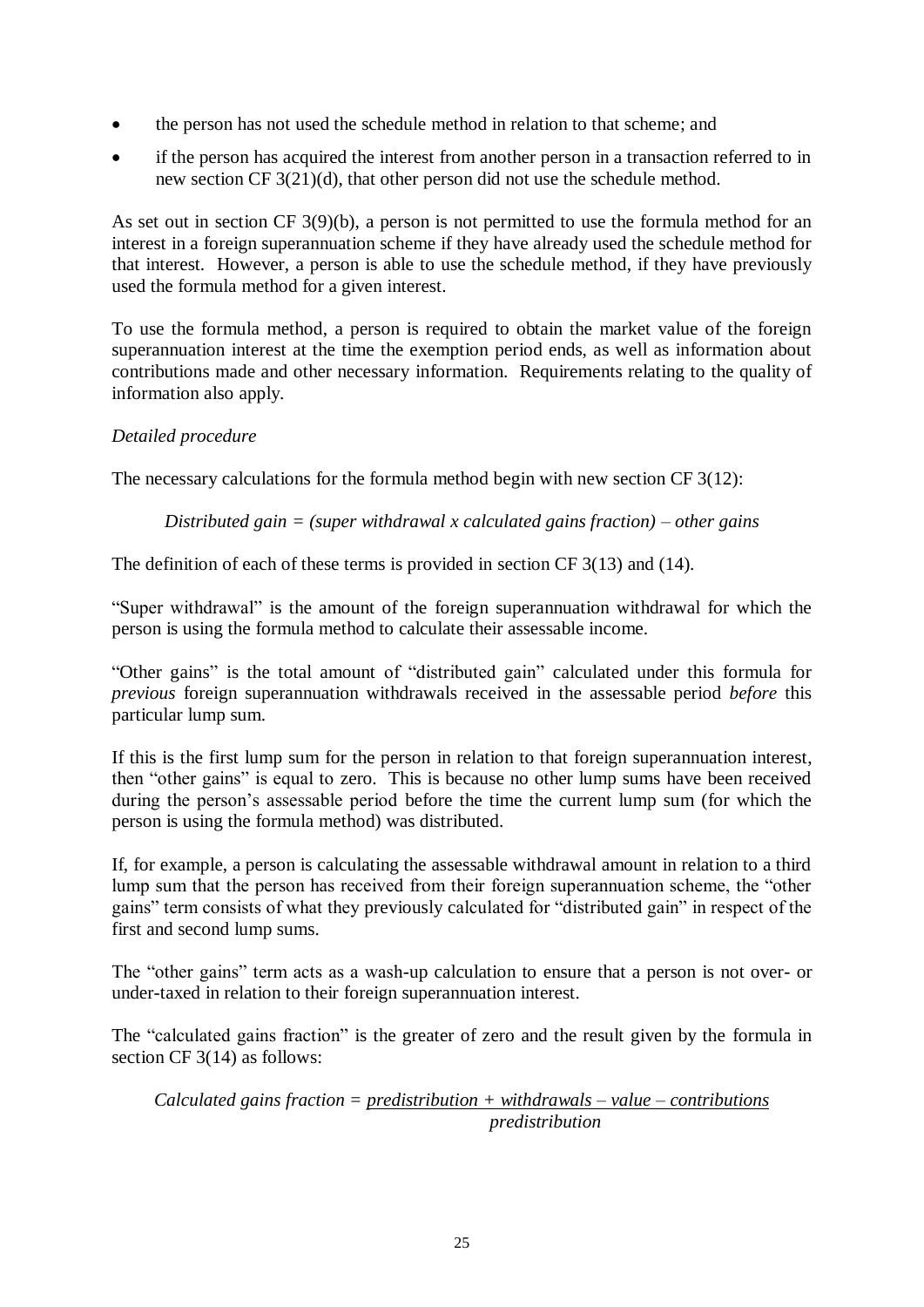- the person has not used the schedule method in relation to that scheme; and
- if the person has acquired the interest from another person in a transaction referred to in new section CF 3(21)(d), that other person did not use the schedule method.

As set out in section CF 3(9)(b), a person is not permitted to use the formula method for an interest in a foreign superannuation scheme if they have already used the schedule method for that interest. However, a person is able to use the schedule method, if they have previously used the formula method for a given interest.

To use the formula method, a person is required to obtain the market value of the foreign superannuation interest at the time the exemption period ends, as well as information about contributions made and other necessary information. Requirements relating to the quality of information also apply.

*Detailed procedure*

The necessary calculations for the formula method begin with new section CF 3(12):

$$\textit{Distributed gain} = (\textit{super withdrawal} \times \textit{calculated gains fraction}) - \textit{other gains}$$

The definition of each of these terms is provided in section CF 3(13) and (14).

"Super withdrawal" is the amount of the foreign superannuation withdrawal for which the person is using the formula method to calculate their assessable income.

"Other gains" is the total amount of "distributed gain" calculated under this formula for *previous* foreign superannuation withdrawals received in the assessable period *before* this particular lump sum.

If this is the first lump sum for the person in relation to that foreign superannuation interest, then "other gains" is equal to zero. This is because no other lump sums have been received during the person's assessable period before the time the current lump sum (for which the person is using the formula method) was distributed.

If, for example, a person is calculating the assessable withdrawal amount in relation to a third lump sum that the person has received from their foreign superannuation scheme, the "other gains" term consists of what they previously calculated for "distributed gain" in respect of the first and second lump sums.

The "other gains" term acts as a wash-up calculation to ensure that a person is not over- or under-taxed in relation to their foreign superannuation interest.

The "calculated gains fraction" is the greater of zero and the result given by the formula in section CF 3(14) as follows:

$$\textit{Calculated gains fraction} = \frac{\textit{predistribution} + \textit{withdrawals} - \textit{value} - \textit{contributions}}{\textit{predistribution}}$$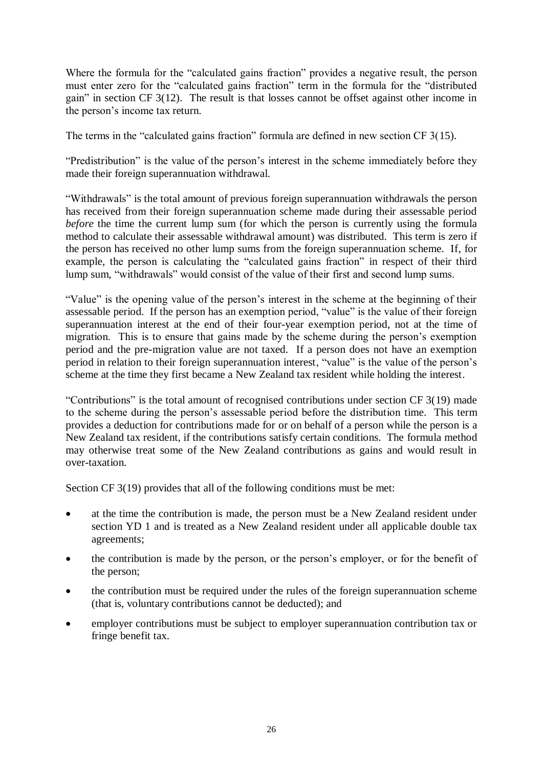Where the formula for the “calculated gains fraction” provides a negative result, the person must enter zero for the “calculated gains fraction” term in the formula for the “distributed gain” in section CF 3(12). The result is that losses cannot be offset against other income in the person’s income tax return.

The terms in the “calculated gains fraction” formula are defined in new section CF 3(15).

“Predistribution” is the value of the person’s interest in the scheme immediately before they made their foreign superannuation withdrawal.

“Withdrawals” is the total amount of previous foreign superannuation withdrawals the person has received from their foreign superannuation scheme made during their assessable period *before* the time the current lump sum (for which the person is currently using the formula method to calculate their assessable withdrawal amount) was distributed. This term is zero if the person has received no other lump sums from the foreign superannuation scheme. If, for example, the person is calculating the “calculated gains fraction” in respect of their third lump sum, “withdrawals” would consist of the value of their first and second lump sums.

“Value” is the opening value of the person’s interest in the scheme at the beginning of their assessable period. If the person has an exemption period, “value” is the value of their foreign superannuation interest at the end of their four-year exemption period, not at the time of migration. This is to ensure that gains made by the scheme during the person’s exemption period and the pre-migration value are not taxed. If a person does not have an exemption period in relation to their foreign superannuation interest, “value” is the value of the person’s scheme at the time they first became a New Zealand tax resident while holding the interest.

“Contributions” is the total amount of recognised contributions under section CF 3(19) made to the scheme during the person’s assessable period before the distribution time. This term provides a deduction for contributions made for or on behalf of a person while the person is a New Zealand tax resident, if the contributions satisfy certain conditions. The formula method may otherwise treat some of the New Zealand contributions as gains and would result in over-taxation.

Section CF 3(19) provides that all of the following conditions must be met:

- at the time the contribution is made, the person must be a New Zealand resident under section YD 1 and is treated as a New Zealand resident under all applicable double tax agreements;
- the contribution is made by the person, or the person’s employer, or for the benefit of the person;
- the contribution must be required under the rules of the foreign superannuation scheme (that is, voluntary contributions cannot be deducted); and
- employer contributions must be subject to employer superannuation contribution tax or fringe benefit tax.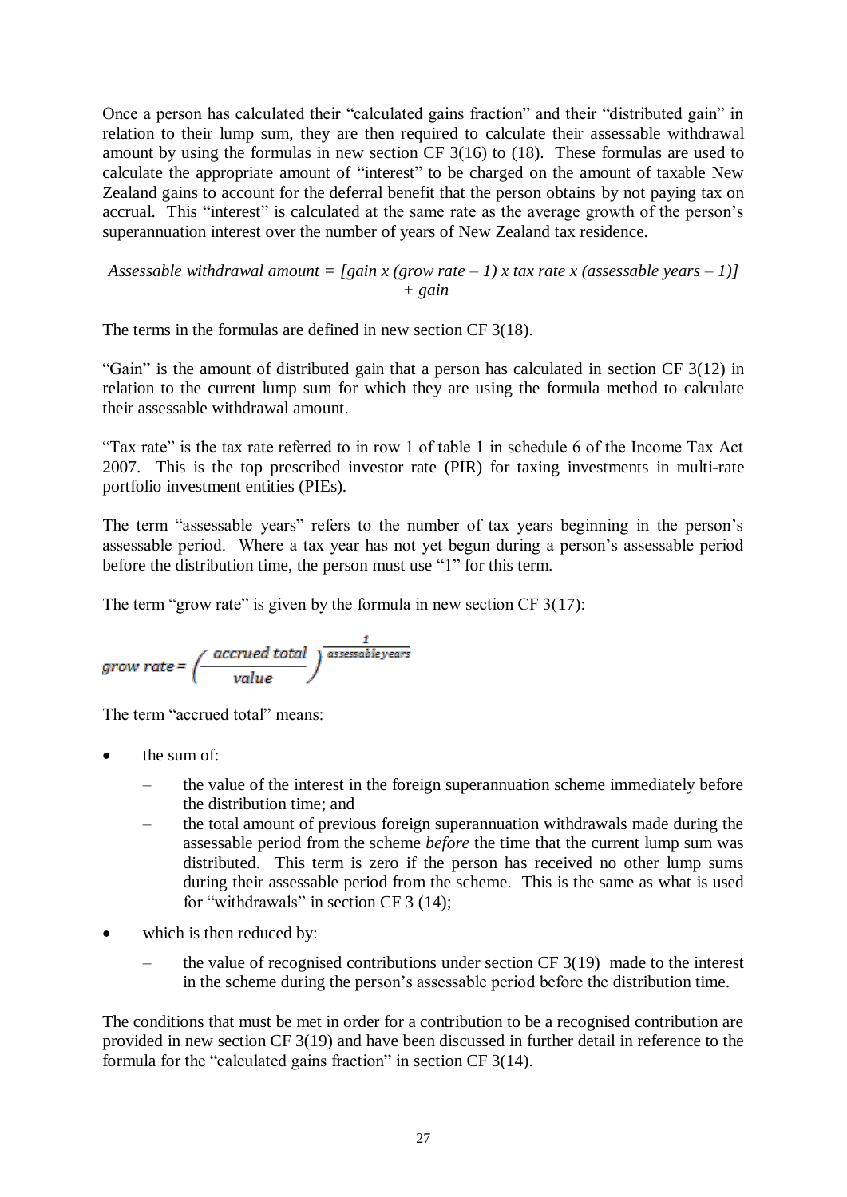Once a person has calculated their "calculated gains fraction" and their "distributed gain" in relation to their lump sum, they are then required to calculate their assessable withdrawal amount by using the formulas in new section CF 3(16) to (18). These formulas are used to calculate the appropriate amount of "interest" to be charged on the amount of taxable New Zealand gains to account for the deferral benefit that the person obtains by not paying tax on accrual. This "interest" is calculated at the same rate as the average growth of the person's superannuation interest over the number of years of New Zealand tax residence.

*Assessable withdrawal amount = [gain x (grow rate – 1) x tax rate x (assessable years – 1)] + gain*

The terms in the formulas are defined in new section CF 3(18).

"Gain" is the amount of distributed gain that a person has calculated in section CF 3(12) in relation to the current lump sum for which they are using the formula method to calculate their assessable withdrawal amount.

"Tax rate" is the tax rate referred to in row 1 of table 1 in schedule 6 of the Income Tax Act 2007. This is the top prescribed investor rate (PIR) for taxing investments in multi-rate portfolio investment entities (PIEs).

The term "assessable years" refers to the number of tax years beginning in the person's assessable period. Where a tax year has not yet begun during a person's assessable period before the distribution time, the person must use "1" for this term.

The term "grow rate" is given by the formula in new section CF 3(17):

$$\text{grow rate} = \left(\frac{\text{accrued total}}{\text{value}}\right)^{\frac{1}{\text{assessable years}}}$$

The term "accrued total" means:

- the sum of:
  - the value of the interest in the foreign superannuation scheme immediately before the distribution time; and
  - the total amount of previous foreign superannuation withdrawals made during the assessable period from the scheme *before* the time that the current lump sum was distributed. This term is zero if the person has received no other lump sums during their assessable period from the scheme. This is the same as what is used for "withdrawals" in section CF 3 (14);
- which is then reduced by:
  - the value of recognised contributions under section CF 3(19) made to the interest in the scheme during the person's assessable period before the distribution time.

The conditions that must be met in order for a contribution to be a recognised contribution are provided in new section CF 3(19) and have been discussed in further detail in reference to the formula for the "calculated gains fraction" in section CF 3(14).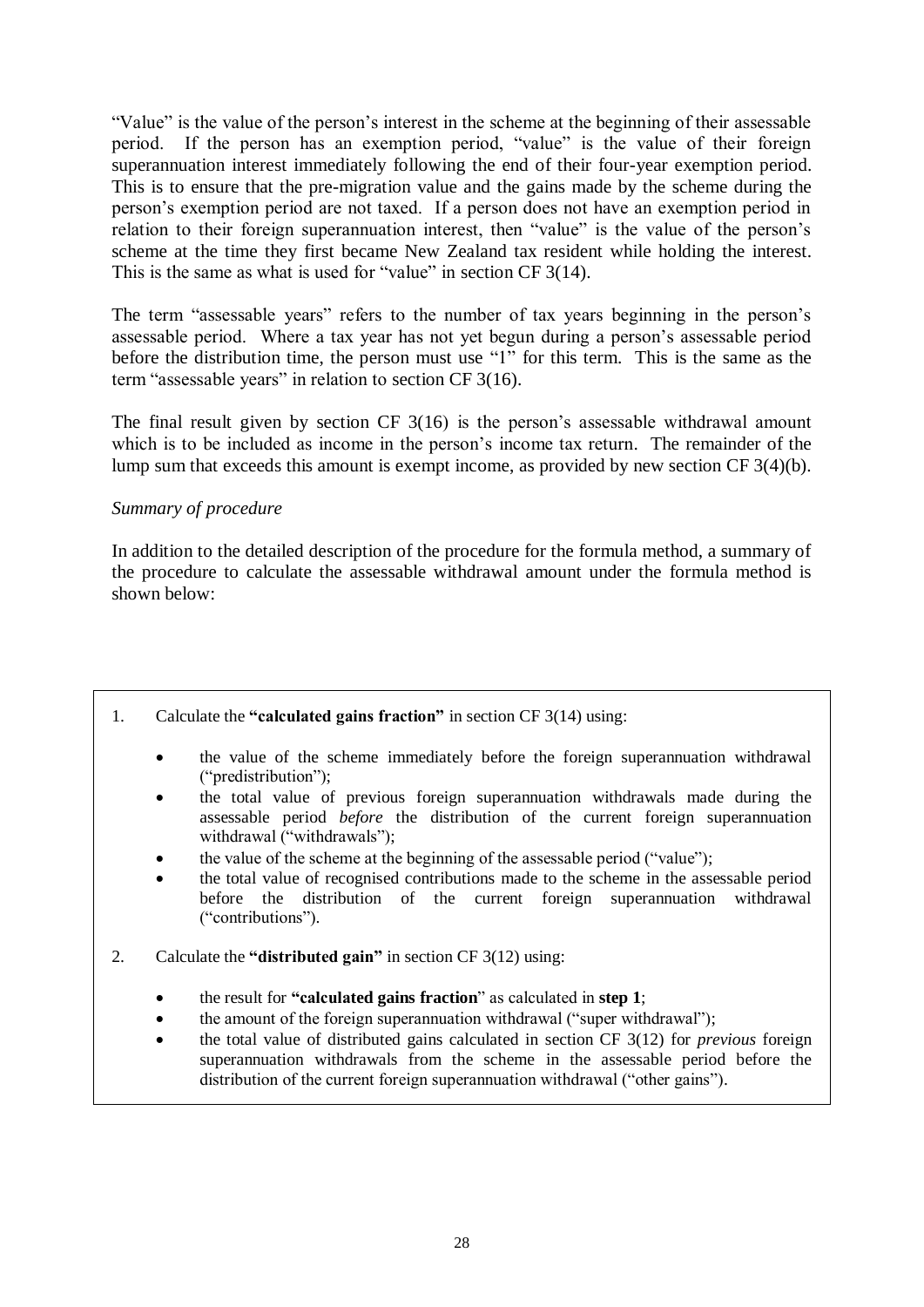"Value" is the value of the person's interest in the scheme at the beginning of their assessable period. If the person has an exemption period, "value" is the value of their foreign superannuation interest immediately following the end of their four-year exemption period. This is to ensure that the pre-migration value and the gains made by the scheme during the person's exemption period are not taxed. If a person does not have an exemption period in relation to their foreign superannuation interest, then "value" is the value of the person's scheme at the time they first became New Zealand tax resident while holding the interest. This is the same as what is used for "value" in section CF 3(14).

The term "assessable years" refers to the number of tax years beginning in the person's assessable period. Where a tax year has not yet begun during a person's assessable period before the distribution time, the person must use "1" for this term. This is the same as the term "assessable years" in relation to section CF 3(16).

The final result given by section CF 3(16) is the person's assessable withdrawal amount which is to be included as income in the person's income tax return. The remainder of the lump sum that exceeds this amount is exempt income, as provided by new section CF 3(4)(b).

*Summary of procedure*

In addition to the detailed description of the procedure for the formula method, a summary of the procedure to calculate the assessable withdrawal amount under the formula method is shown below:

1. Calculate the **"calculated gains fraction"** in section CF 3(14) using:
   - the value of the scheme immediately before the foreign superannuation withdrawal ("predistribution");
   - the total value of previous foreign superannuation withdrawals made during the assessable period *before* the distribution of the current foreign superannuation withdrawal ("withdrawals");
   - the value of the scheme at the beginning of the assessable period ("value");
   - the total value of recognised contributions made to the scheme in the assessable period before the distribution of the current foreign superannuation withdrawal ("contributions").

2. Calculate the **"distributed gain"** in section CF 3(12) using:
   - the result for **"calculated gains fraction**" as calculated in **step 1**;
   - the amount of the foreign superannuation withdrawal ("super withdrawal");
   - the total value of distributed gains calculated in section CF 3(12) for *previous* foreign superannuation withdrawals from the scheme in the assessable period before the distribution of the current foreign superannuation withdrawal ("other gains").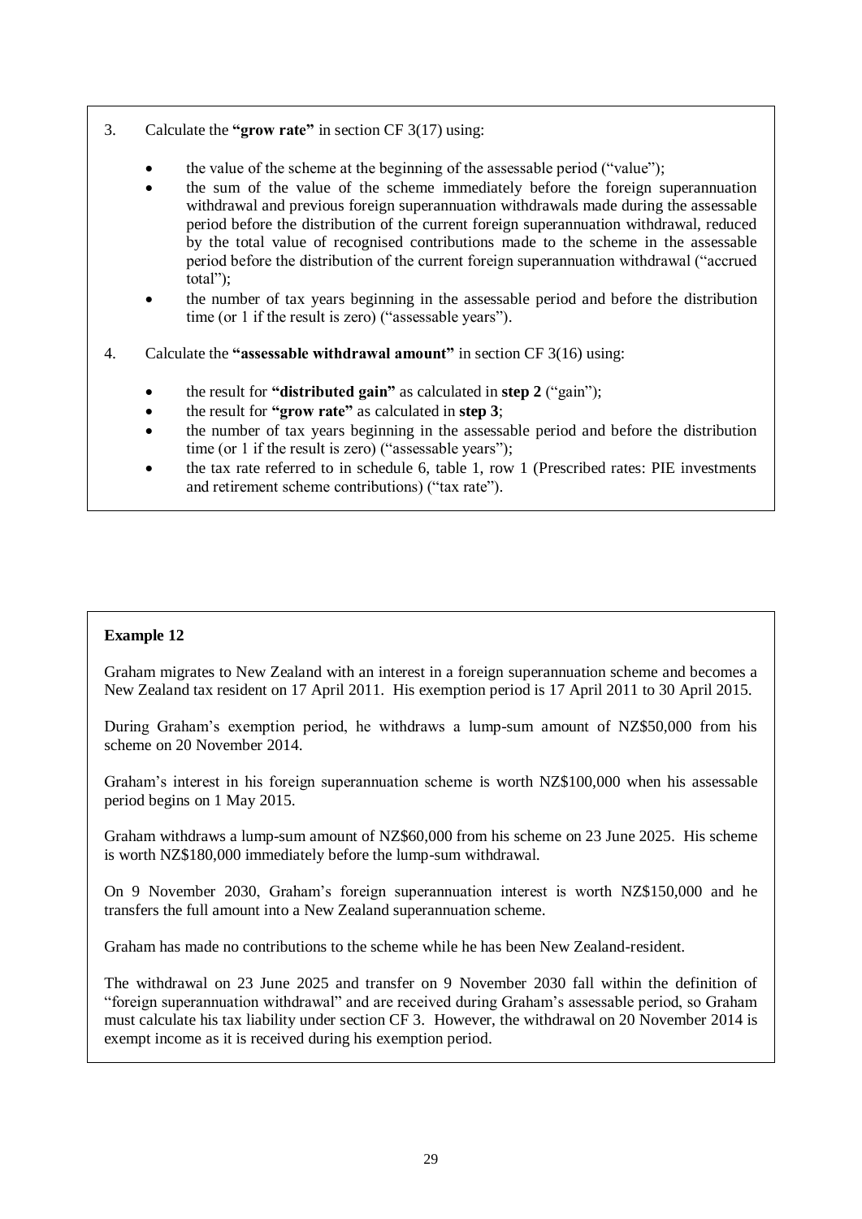3. Calculate the **"grow rate"** in section CF 3(17) using:

   - the value of the scheme at the beginning of the assessable period ("value");
   - the sum of the value of the scheme immediately before the foreign superannuation withdrawal and previous foreign superannuation withdrawals made during the assessable period before the distribution of the current foreign superannuation withdrawal, reduced by the total value of recognised contributions made to the scheme in the assessable period before the distribution of the current foreign superannuation withdrawal ("accrued total");
   - the number of tax years beginning in the assessable period and before the distribution time (or 1 if the result is zero) ("assessable years").

4. Calculate the **"assessable withdrawal amount"** in section CF 3(16) using:

   - the result for **"distributed gain"** as calculated in **step 2** ("gain");
   - the result for **"grow rate"** as calculated in **step 3**;
   - the number of tax years beginning in the assessable period and before the distribution time (or 1 if the result is zero) ("assessable years");
   - the tax rate referred to in schedule 6, table 1, row 1 (Prescribed rates: PIE investments and retirement scheme contributions) ("tax rate").

**Example 12**

Graham migrates to New Zealand with an interest in a foreign superannuation scheme and becomes a New Zealand tax resident on 17 April 2011. His exemption period is 17 April 2011 to 30 April 2015.

During Graham's exemption period, he withdraws a lump-sum amount of NZ$50,000 from his scheme on 20 November 2014.

Graham's interest in his foreign superannuation scheme is worth NZ$100,000 when his assessable period begins on 1 May 2015.

Graham withdraws a lump-sum amount of NZ$60,000 from his scheme on 23 June 2025. His scheme is worth NZ$180,000 immediately before the lump-sum withdrawal.

On 9 November 2030, Graham's foreign superannuation interest is worth NZ$150,000 and he transfers the full amount into a New Zealand superannuation scheme.

Graham has made no contributions to the scheme while he has been New Zealand-resident.

The withdrawal on 23 June 2025 and transfer on 9 November 2030 fall within the definition of "foreign superannuation withdrawal" and are received during Graham's assessable period, so Graham must calculate his tax liability under section CF 3. However, the withdrawal on 20 November 2014 is exempt income as it is received during his exemption period.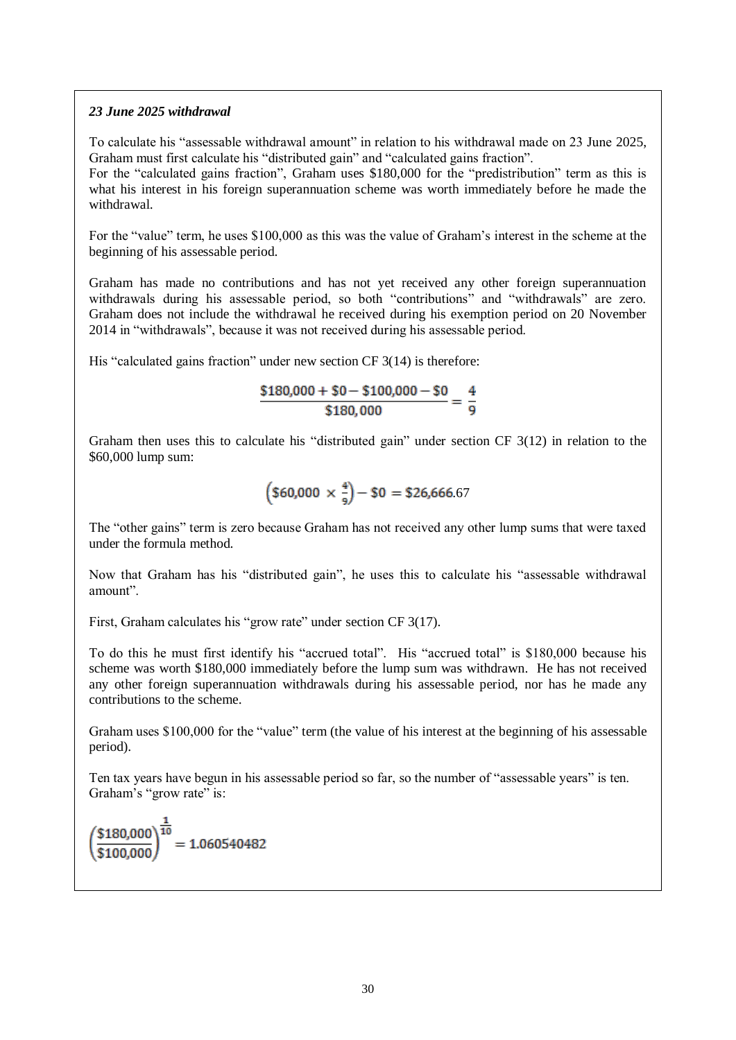*23 June 2025 withdrawal*

To calculate his "assessable withdrawal amount" in relation to his withdrawal made on 23 June 2025, Graham must first calculate his "distributed gain" and "calculated gains fraction".
For the "calculated gains fraction", Graham uses $180,000 for the "predistribution" term as this is what his interest in his foreign superannuation scheme was worth immediately before he made the withdrawal.

For the "value" term, he uses $100,000 as this was the value of Graham's interest in the scheme at the beginning of his assessable period.

Graham has made no contributions and has not yet received any other foreign superannuation withdrawals during his assessable period, so both "contributions" and "withdrawals" are zero. Graham does not include the withdrawal he received during his exemption period on 20 November 2014 in "withdrawals", because it was not received during his assessable period.

His "calculated gains fraction" under new section CF 3(14) is therefore:

$$\frac{\$180{,}000 + \$0 - \$100{,}000 - \$0}{\$180{,}000} = \frac{4}{9}$$

Graham then uses this to calculate his "distributed gain" under section CF 3(12) in relation to the $60,000 lump sum:

$$\left(\$60{,}000 \times \frac{4}{9}\right) - \$0 = \$26{,}666.67$$

The "other gains" term is zero because Graham has not received any other lump sums that were taxed under the formula method.

Now that Graham has his "distributed gain", he uses this to calculate his "assessable withdrawal amount".

First, Graham calculates his "grow rate" under section CF 3(17).

To do this he must first identify his "accrued total". His "accrued total" is $180,000 because his scheme was worth $180,000 immediately before the lump sum was withdrawn. He has not received any other foreign superannuation withdrawals during his assessable period, nor has he made any contributions to the scheme.

Graham uses $100,000 for the "value" term (the value of his interest at the beginning of his assessable period).

Ten tax years have begun in his assessable period so far, so the number of "assessable years" is ten.
Graham's "grow rate" is:

$$\left(\frac{\$180{,}000}{\$100{,}000}\right)^{\frac{1}{10}} = 1.060540482$$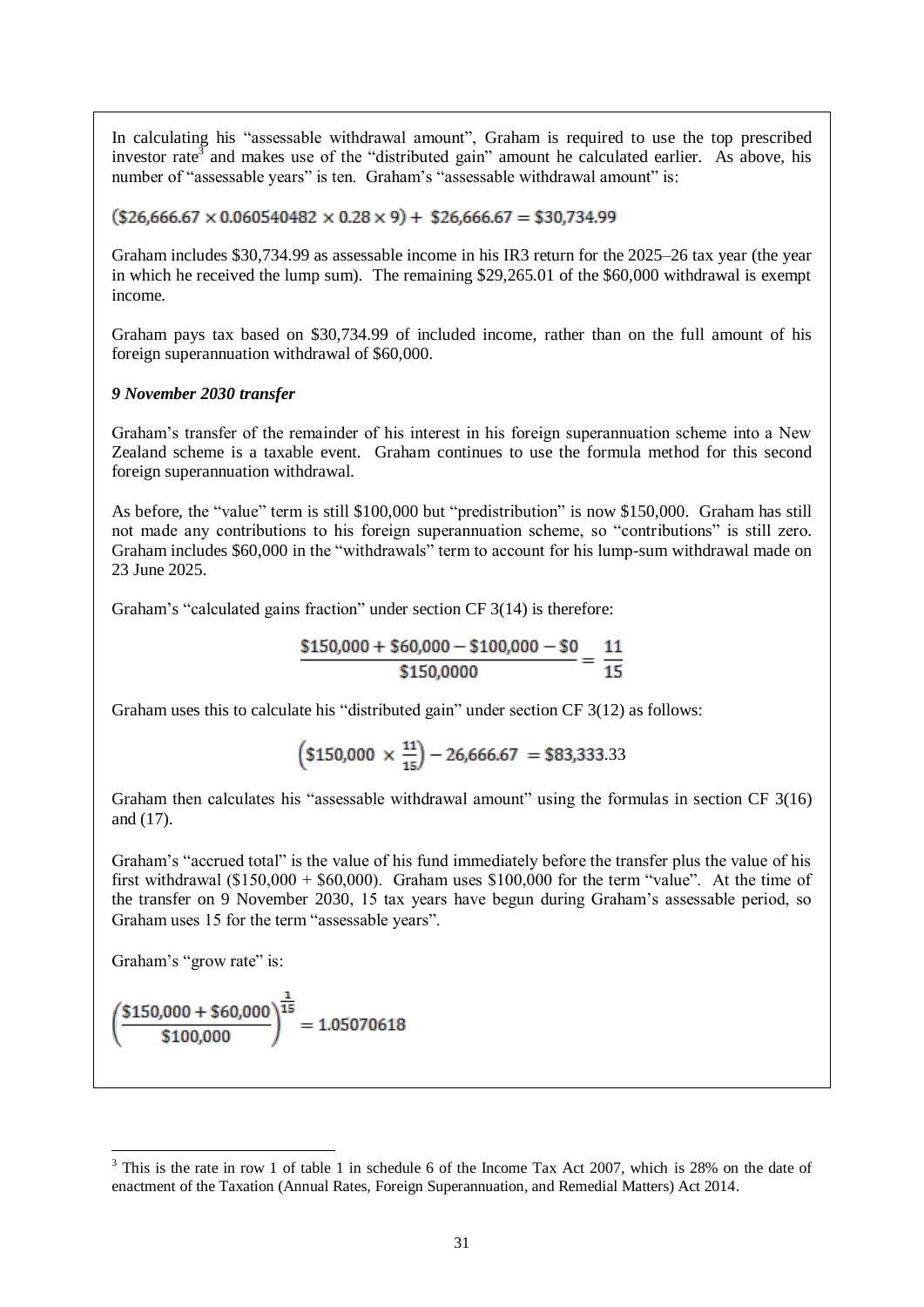In calculating his "assessable withdrawal amount", Graham is required to use the top prescribed investor rate[3] and makes use of the "distributed gain" amount he calculated earlier. As above, his number of "assessable years" is ten. Graham's "assessable withdrawal amount" is:

$$(\$26{,}666.67 \times 0.060540482 \times 0.28 \times 9) + \$26{,}666.67 = \$30{,}734.99$$

Graham includes $30,734.99 as assessable income in his IR3 return for the 2025–26 tax year (the year in which he received the lump sum). The remaining $29,265.01 of the $60,000 withdrawal is exempt income.

Graham pays tax based on $30,734.99 of included income, rather than on the full amount of his foreign superannuation withdrawal of $60,000.

***9 November 2030 transfer***

Graham's transfer of the remainder of his interest in his foreign superannuation scheme into a New Zealand scheme is a taxable event. Graham continues to use the formula method for this second foreign superannuation withdrawal.

As before, the "value" term is still $100,000 but "predistribution" is now $150,000. Graham has still not made any contributions to his foreign superannuation scheme, so "contributions" is still zero. Graham includes $60,000 in the "withdrawals" term to account for his lump-sum withdrawal made on 23 June 2025.

Graham's "calculated gains fraction" under section CF 3(14) is therefore:

$$\frac{\$150{,}000 + \$60{,}000 - \$100{,}000 - \$0}{\$150{,}0000} = \frac{11}{15}$$

Graham uses this to calculate his "distributed gain" under section CF 3(12) as follows:

$$\left(\$150{,}000 \times \frac{11}{15}\right) - 26{,}666.67 = \$83{,}333.33$$

Graham then calculates his "assessable withdrawal amount" using the formulas in section CF 3(16) and (17).

Graham's "accrued total" is the value of his fund immediately before the transfer plus the value of his first withdrawal ($150,000 + $60,000). Graham uses $100,000 for the term "value". At the time of the transfer on 9 November 2030, 15 tax years have begun during Graham's assessable period, so Graham uses 15 for the term "assessable years".

Graham's "grow rate" is:

$$\left(\frac{\$150{,}000 + \$60{,}000}{\$100{,}000}\right)^{\frac{1}{15}} = 1.05070618$$

[3] This is the rate in row 1 of table 1 in schedule 6 of the Income Tax Act 2007, which is 28% on the date of enactment of the Taxation (Annual Rates, Foreign Superannuation, and Remedial Matters) Act 2014.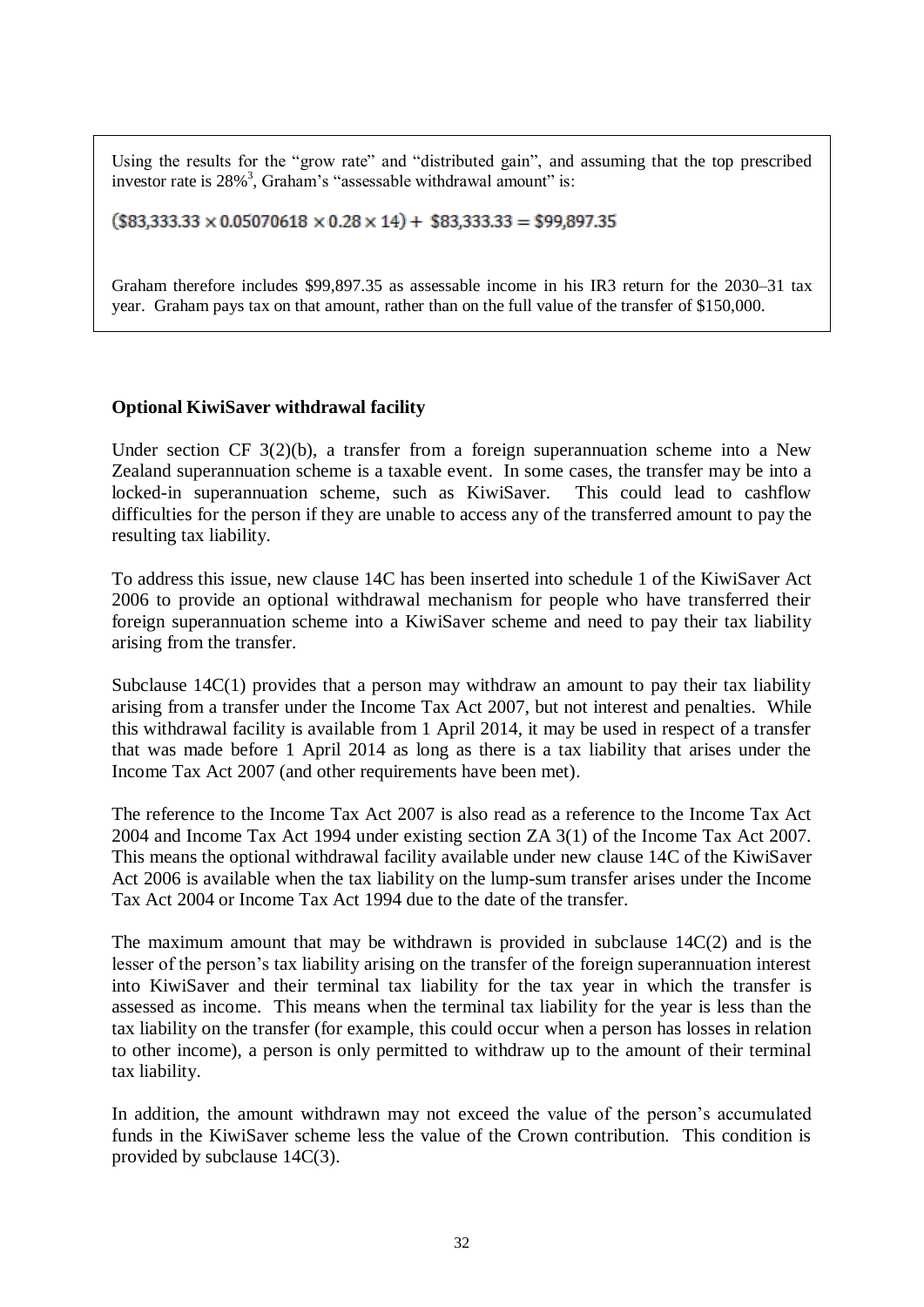Using the results for the "grow rate" and "distributed gain", and assuming that the top prescribed investor rate is 28%[3], Graham's "assessable withdrawal amount" is:

$$(\$83{,}333.33 \times 0.05070618 \times 0.28 \times 14) + \$83{,}333.33 = \$99{,}897.35$$

Graham therefore includes $99,897.35 as assessable income in his IR3 return for the 2030–31 tax year. Graham pays tax on that amount, rather than on the full value of the transfer of $150,000.

**Optional KiwiSaver withdrawal facility**

Under section CF 3(2)(b), a transfer from a foreign superannuation scheme into a New Zealand superannuation scheme is a taxable event. In some cases, the transfer may be into a locked-in superannuation scheme, such as KiwiSaver. This could lead to cashflow difficulties for the person if they are unable to access any of the transferred amount to pay the resulting tax liability.

To address this issue, new clause 14C has been inserted into schedule 1 of the KiwiSaver Act 2006 to provide an optional withdrawal mechanism for people who have transferred their foreign superannuation scheme into a KiwiSaver scheme and need to pay their tax liability arising from the transfer.

Subclause 14C(1) provides that a person may withdraw an amount to pay their tax liability arising from a transfer under the Income Tax Act 2007, but not interest and penalties. While this withdrawal facility is available from 1 April 2014, it may be used in respect of a transfer that was made before 1 April 2014 as long as there is a tax liability that arises under the Income Tax Act 2007 (and other requirements have been met).

The reference to the Income Tax Act 2007 is also read as a reference to the Income Tax Act 2004 and Income Tax Act 1994 under existing section ZA 3(1) of the Income Tax Act 2007. This means the optional withdrawal facility available under new clause 14C of the KiwiSaver Act 2006 is available when the tax liability on the lump-sum transfer arises under the Income Tax Act 2004 or Income Tax Act 1994 due to the date of the transfer.

The maximum amount that may be withdrawn is provided in subclause 14C(2) and is the lesser of the person's tax liability arising on the transfer of the foreign superannuation interest into KiwiSaver and their terminal tax liability for the tax year in which the transfer is assessed as income. This means when the terminal tax liability for the year is less than the tax liability on the transfer (for example, this could occur when a person has losses in relation to other income), a person is only permitted to withdraw up to the amount of their terminal tax liability.

In addition, the amount withdrawn may not exceed the value of the person's accumulated funds in the KiwiSaver scheme less the value of the Crown contribution. This condition is provided by subclause 14C(3).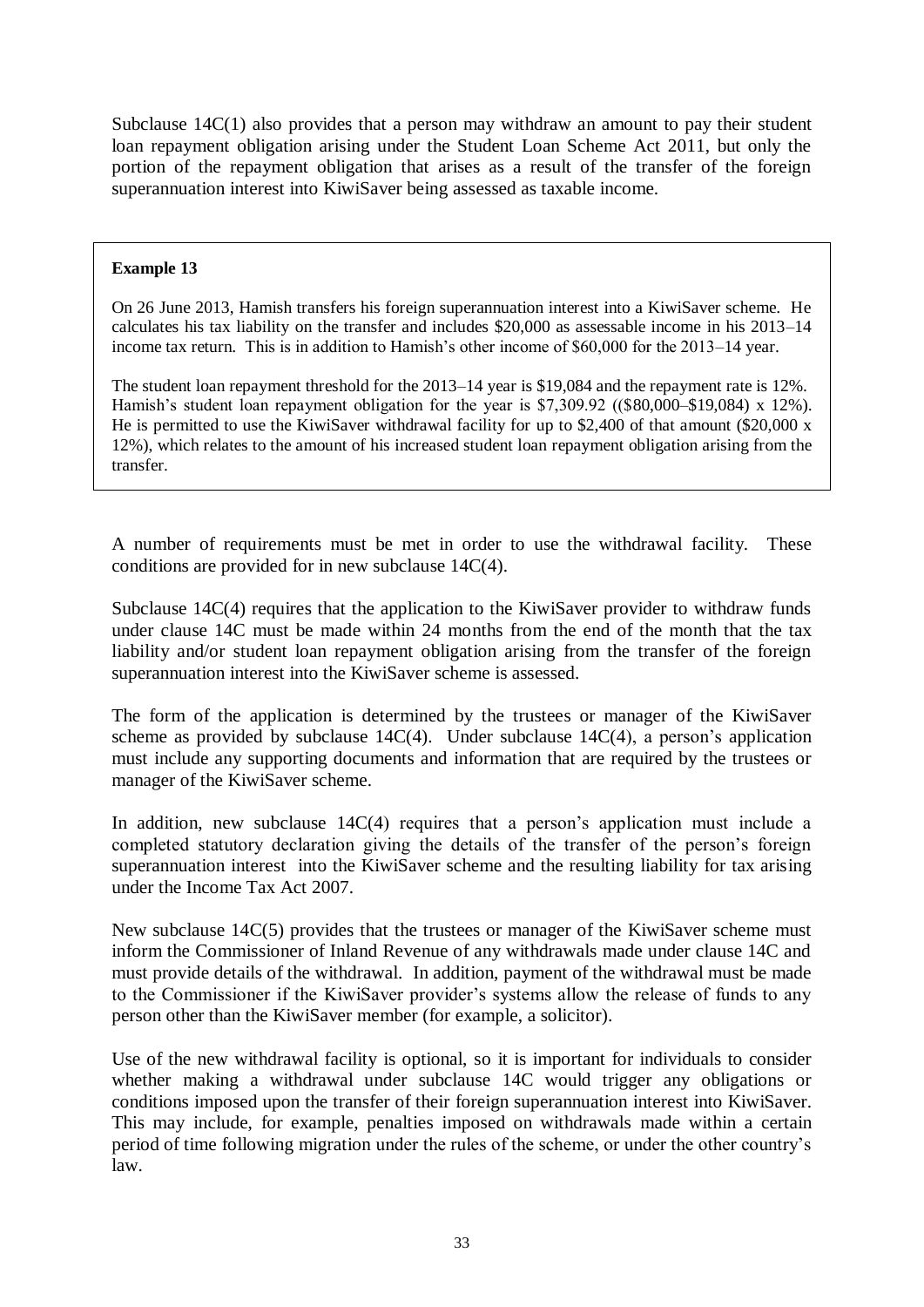Subclause 14C(1) also provides that a person may withdraw an amount to pay their student loan repayment obligation arising under the Student Loan Scheme Act 2011, but only the portion of the repayment obligation that arises as a result of the transfer of the foreign superannuation interest into KiwiSaver being assessed as taxable income.

> **Example 13**
>
> On 26 June 2013, Hamish transfers his foreign superannuation interest into a KiwiSaver scheme. He calculates his tax liability on the transfer and includes $20,000 as assessable income in his 2013–14 income tax return. This is in addition to Hamish's other income of $60,000 for the 2013–14 year.
>
> The student loan repayment threshold for the 2013–14 year is $19,084 and the repayment rate is 12%. Hamish's student loan repayment obligation for the year is $7,309.92 (($80,000–$19,084) x 12%). He is permitted to use the KiwiSaver withdrawal facility for up to $2,400 of that amount ($20,000 x 12%), which relates to the amount of his increased student loan repayment obligation arising from the transfer.

A number of requirements must be met in order to use the withdrawal facility. These conditions are provided for in new subclause 14C(4).

Subclause 14C(4) requires that the application to the KiwiSaver provider to withdraw funds under clause 14C must be made within 24 months from the end of the month that the tax liability and/or student loan repayment obligation arising from the transfer of the foreign superannuation interest into the KiwiSaver scheme is assessed.

The form of the application is determined by the trustees or manager of the KiwiSaver scheme as provided by subclause 14C(4). Under subclause 14C(4), a person's application must include any supporting documents and information that are required by the trustees or manager of the KiwiSaver scheme.

In addition, new subclause 14C(4) requires that a person's application must include a completed statutory declaration giving the details of the transfer of the person's foreign superannuation interest into the KiwiSaver scheme and the resulting liability for tax arising under the Income Tax Act 2007.

New subclause 14C(5) provides that the trustees or manager of the KiwiSaver scheme must inform the Commissioner of Inland Revenue of any withdrawals made under clause 14C and must provide details of the withdrawal. In addition, payment of the withdrawal must be made to the Commissioner if the KiwiSaver provider's systems allow the release of funds to any person other than the KiwiSaver member (for example, a solicitor).

Use of the new withdrawal facility is optional, so it is important for individuals to consider whether making a withdrawal under subclause 14C would trigger any obligations or conditions imposed upon the transfer of their foreign superannuation interest into KiwiSaver. This may include, for example, penalties imposed on withdrawals made within a certain period of time following migration under the rules of the scheme, or under the other country's law.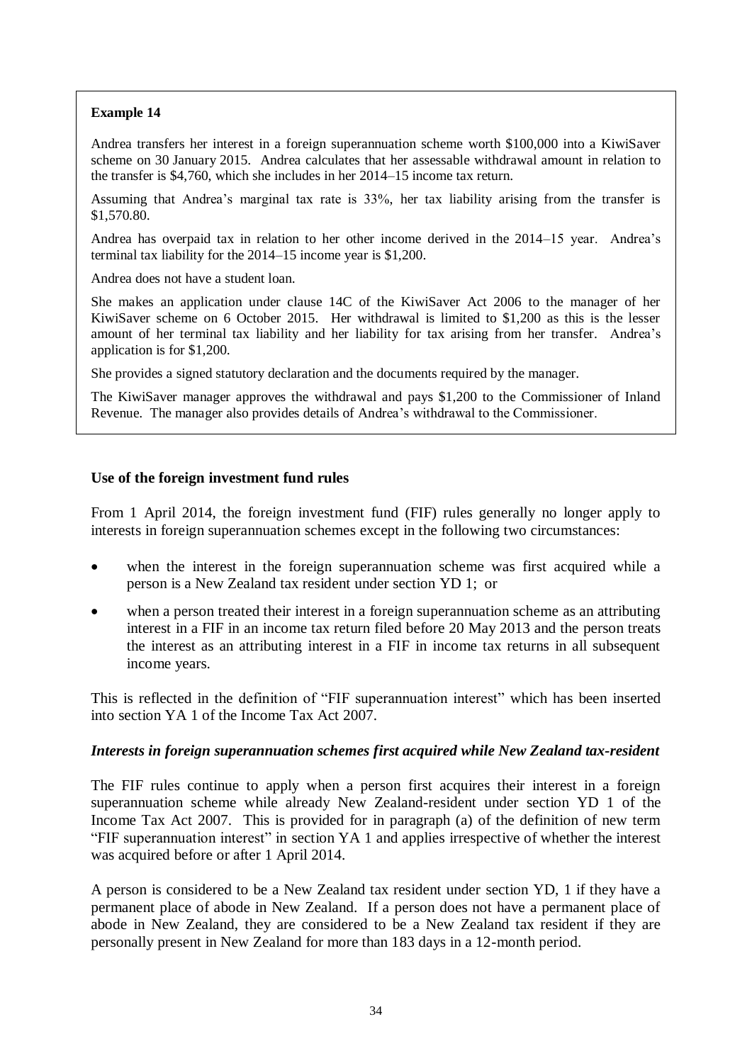**Example 14**

Andrea transfers her interest in a foreign superannuation scheme worth $100,000 into a KiwiSaver scheme on 30 January 2015. Andrea calculates that her assessable withdrawal amount in relation to the transfer is $4,760, which she includes in her 2014–15 income tax return.

Assuming that Andrea's marginal tax rate is 33%, her tax liability arising from the transfer is $1,570.80.

Andrea has overpaid tax in relation to her other income derived in the 2014–15 year. Andrea's terminal tax liability for the 2014–15 income year is $1,200.

Andrea does not have a student loan.

She makes an application under clause 14C of the KiwiSaver Act 2006 to the manager of her KiwiSaver scheme on 6 October 2015. Her withdrawal is limited to $1,200 as this is the lesser amount of her terminal tax liability and her liability for tax arising from her transfer. Andrea's application is for $1,200.

She provides a signed statutory declaration and the documents required by the manager.

The KiwiSaver manager approves the withdrawal and pays $1,200 to the Commissioner of Inland Revenue. The manager also provides details of Andrea's withdrawal to the Commissioner.

### Use of the foreign investment fund rules

From 1 April 2014, the foreign investment fund (FIF) rules generally no longer apply to interests in foreign superannuation schemes except in the following two circumstances:

- when the interest in the foreign superannuation scheme was first acquired while a person is a New Zealand tax resident under section YD 1; or
- when a person treated their interest in a foreign superannuation scheme as an attributing interest in a FIF in an income tax return filed before 20 May 2013 and the person treats the interest as an attributing interest in a FIF in income tax returns in all subsequent income years.

This is reflected in the definition of "FIF superannuation interest" which has been inserted into section YA 1 of the Income Tax Act 2007.

#### *Interests in foreign superannuation schemes first acquired while New Zealand tax-resident*

The FIF rules continue to apply when a person first acquires their interest in a foreign superannuation scheme while already New Zealand-resident under section YD 1 of the Income Tax Act 2007. This is provided for in paragraph (a) of the definition of new term "FIF superannuation interest" in section YA 1 and applies irrespective of whether the interest was acquired before or after 1 April 2014.

A person is considered to be a New Zealand tax resident under section YD, 1 if they have a permanent place of abode in New Zealand. If a person does not have a permanent place of abode in New Zealand, they are considered to be a New Zealand tax resident if they are personally present in New Zealand for more than 183 days in a 12-month period.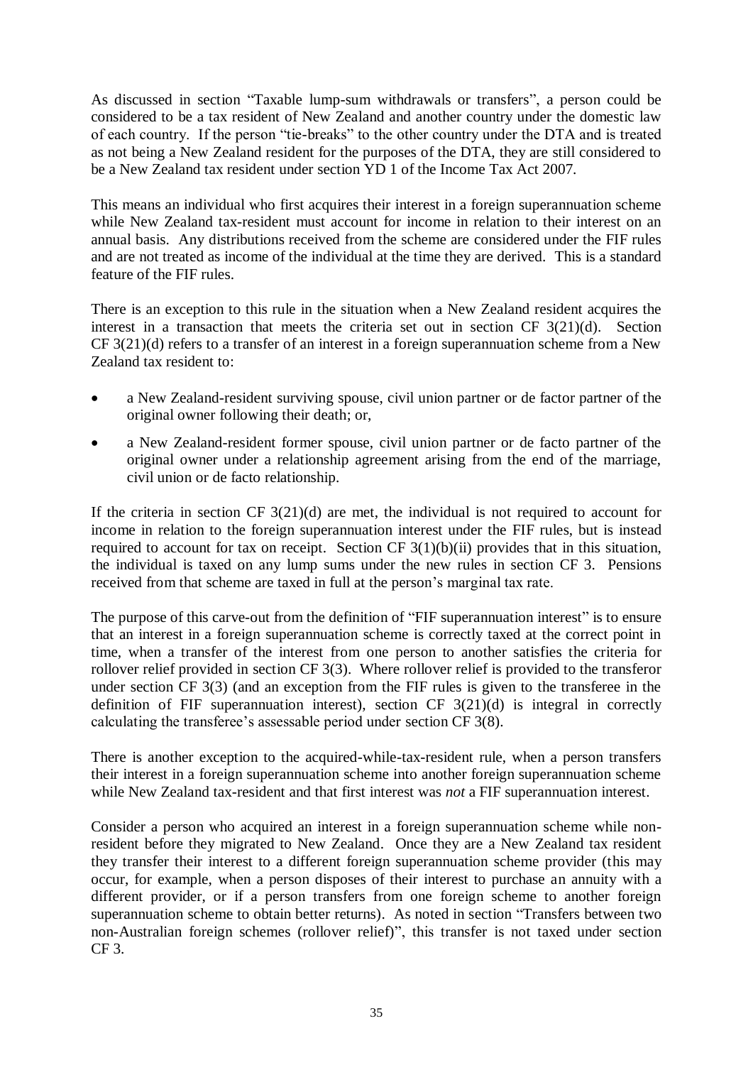As discussed in section "Taxable lump-sum withdrawals or transfers", a person could be considered to be a tax resident of New Zealand and another country under the domestic law of each country. If the person "tie-breaks" to the other country under the DTA and is treated as not being a New Zealand resident for the purposes of the DTA, they are still considered to be a New Zealand tax resident under section YD 1 of the Income Tax Act 2007.

This means an individual who first acquires their interest in a foreign superannuation scheme while New Zealand tax-resident must account for income in relation to their interest on an annual basis. Any distributions received from the scheme are considered under the FIF rules and are not treated as income of the individual at the time they are derived. This is a standard feature of the FIF rules.

There is an exception to this rule in the situation when a New Zealand resident acquires the interest in a transaction that meets the criteria set out in section CF 3(21)(d). Section CF 3(21)(d) refers to a transfer of an interest in a foreign superannuation scheme from a New Zealand tax resident to:

- a New Zealand-resident surviving spouse, civil union partner or de factor partner of the original owner following their death; or,
- a New Zealand-resident former spouse, civil union partner or de facto partner of the original owner under a relationship agreement arising from the end of the marriage, civil union or de facto relationship.

If the criteria in section CF 3(21)(d) are met, the individual is not required to account for income in relation to the foreign superannuation interest under the FIF rules, but is instead required to account for tax on receipt. Section CF 3(1)(b)(ii) provides that in this situation, the individual is taxed on any lump sums under the new rules in section CF 3. Pensions received from that scheme are taxed in full at the person's marginal tax rate.

The purpose of this carve-out from the definition of "FIF superannuation interest" is to ensure that an interest in a foreign superannuation scheme is correctly taxed at the correct point in time, when a transfer of the interest from one person to another satisfies the criteria for rollover relief provided in section CF 3(3). Where rollover relief is provided to the transferor under section CF 3(3) (and an exception from the FIF rules is given to the transferee in the definition of FIF superannuation interest), section CF 3(21)(d) is integral in correctly calculating the transferee's assessable period under section CF 3(8).

There is another exception to the acquired-while-tax-resident rule, when a person transfers their interest in a foreign superannuation scheme into another foreign superannuation scheme while New Zealand tax-resident and that first interest was *not* a FIF superannuation interest.

Consider a person who acquired an interest in a foreign superannuation scheme while non-resident before they migrated to New Zealand. Once they are a New Zealand tax resident they transfer their interest to a different foreign superannuation scheme provider (this may occur, for example, when a person disposes of their interest to purchase an annuity with a different provider, or if a person transfers from one foreign scheme to another foreign superannuation scheme to obtain better returns). As noted in section "Transfers between two non-Australian foreign schemes (rollover relief)", this transfer is not taxed under section CF 3.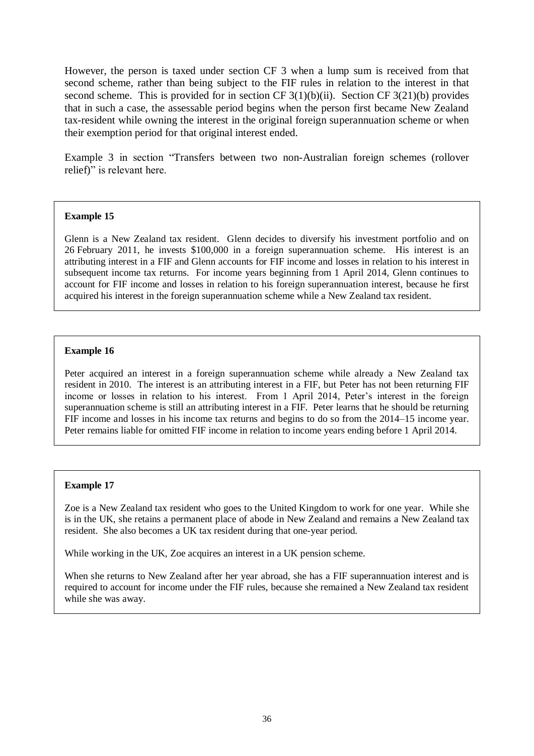However, the person is taxed under section CF 3 when a lump sum is received from that second scheme, rather than being subject to the FIF rules in relation to the interest in that second scheme. This is provided for in section CF 3(1)(b)(ii). Section CF 3(21)(b) provides that in such a case, the assessable period begins when the person first became New Zealand tax-resident while owning the interest in the original foreign superannuation scheme or when their exemption period for that original interest ended.

Example 3 in section "Transfers between two non-Australian foreign schemes (rollover relief)" is relevant here.

**Example 15**

Glenn is a New Zealand tax resident. Glenn decides to diversify his investment portfolio and on 26 February 2011, he invests $100,000 in a foreign superannuation scheme. His interest is an attributing interest in a FIF and Glenn accounts for FIF income and losses in relation to his interest in subsequent income tax returns. For income years beginning from 1 April 2014, Glenn continues to account for FIF income and losses in relation to his foreign superannuation interest, because he first acquired his interest in the foreign superannuation scheme while a New Zealand tax resident.

**Example 16**

Peter acquired an interest in a foreign superannuation scheme while already a New Zealand tax resident in 2010. The interest is an attributing interest in a FIF, but Peter has not been returning FIF income or losses in relation to his interest. From 1 April 2014, Peter's interest in the foreign superannuation scheme is still an attributing interest in a FIF. Peter learns that he should be returning FIF income and losses in his income tax returns and begins to do so from the 2014–15 income year. Peter remains liable for omitted FIF income in relation to income years ending before 1 April 2014.

**Example 17**

Zoe is a New Zealand tax resident who goes to the United Kingdom to work for one year. While she is in the UK, she retains a permanent place of abode in New Zealand and remains a New Zealand tax resident. She also becomes a UK tax resident during that one-year period.

While working in the UK, Zoe acquires an interest in a UK pension scheme.

When she returns to New Zealand after her year abroad, she has a FIF superannuation interest and is required to account for income under the FIF rules, because she remained a New Zealand tax resident while she was away.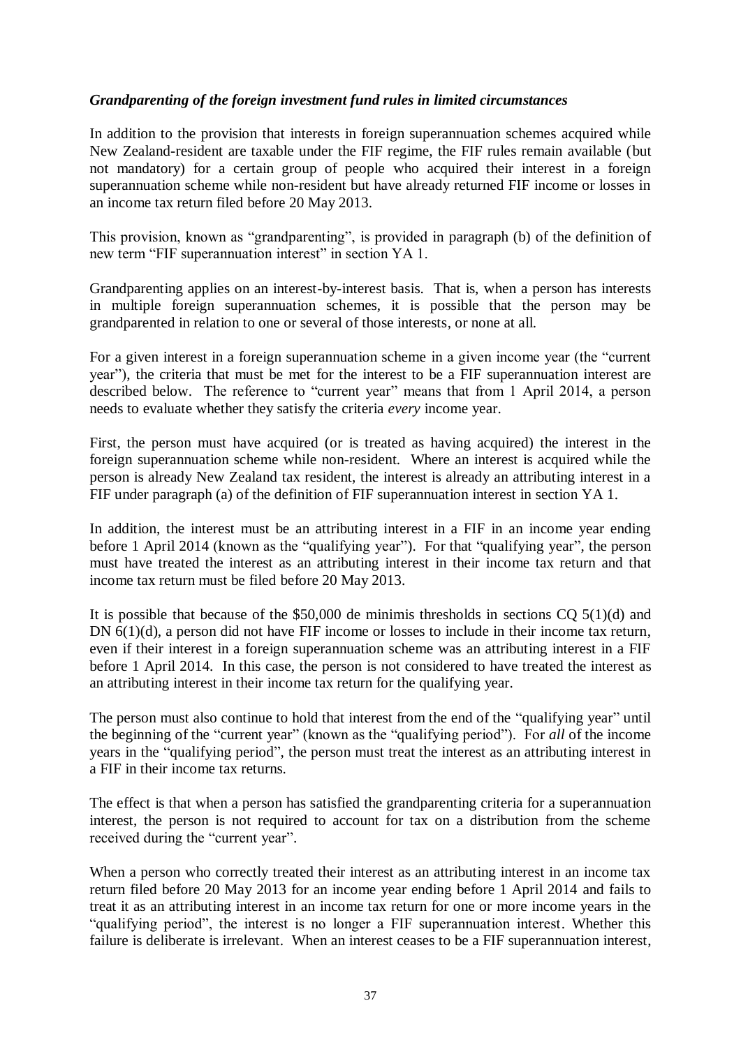*Grandparenting of the foreign investment fund rules in limited circumstances*

In addition to the provision that interests in foreign superannuation schemes acquired while New Zealand-resident are taxable under the FIF regime, the FIF rules remain available (but not mandatory) for a certain group of people who acquired their interest in a foreign superannuation scheme while non-resident but have already returned FIF income or losses in an income tax return filed before 20 May 2013.

This provision, known as "grandparenting", is provided in paragraph (b) of the definition of new term "FIF superannuation interest" in section YA 1.

Grandparenting applies on an interest-by-interest basis. That is, when a person has interests in multiple foreign superannuation schemes, it is possible that the person may be grandparented in relation to one or several of those interests, or none at all.

For a given interest in a foreign superannuation scheme in a given income year (the "current year"), the criteria that must be met for the interest to be a FIF superannuation interest are described below. The reference to "current year" means that from 1 April 2014, a person needs to evaluate whether they satisfy the criteria *every* income year.

First, the person must have acquired (or is treated as having acquired) the interest in the foreign superannuation scheme while non-resident. Where an interest is acquired while the person is already New Zealand tax resident, the interest is already an attributing interest in a FIF under paragraph (a) of the definition of FIF superannuation interest in section YA 1.

In addition, the interest must be an attributing interest in a FIF in an income year ending before 1 April 2014 (known as the "qualifying year"). For that "qualifying year", the person must have treated the interest as an attributing interest in their income tax return and that income tax return must be filed before 20 May 2013.

It is possible that because of the $50,000 de minimis thresholds in sections CQ 5(1)(d) and DN 6(1)(d), a person did not have FIF income or losses to include in their income tax return, even if their interest in a foreign superannuation scheme was an attributing interest in a FIF before 1 April 2014. In this case, the person is not considered to have treated the interest as an attributing interest in their income tax return for the qualifying year.

The person must also continue to hold that interest from the end of the "qualifying year" until the beginning of the "current year" (known as the "qualifying period"). For *all* of the income years in the "qualifying period", the person must treat the interest as an attributing interest in a FIF in their income tax returns.

The effect is that when a person has satisfied the grandparenting criteria for a superannuation interest, the person is not required to account for tax on a distribution from the scheme received during the "current year".

When a person who correctly treated their interest as an attributing interest in an income tax return filed before 20 May 2013 for an income year ending before 1 April 2014 and fails to treat it as an attributing interest in an income tax return for one or more income years in the "qualifying period", the interest is no longer a FIF superannuation interest. Whether this failure is deliberate is irrelevant. When an interest ceases to be a FIF superannuation interest,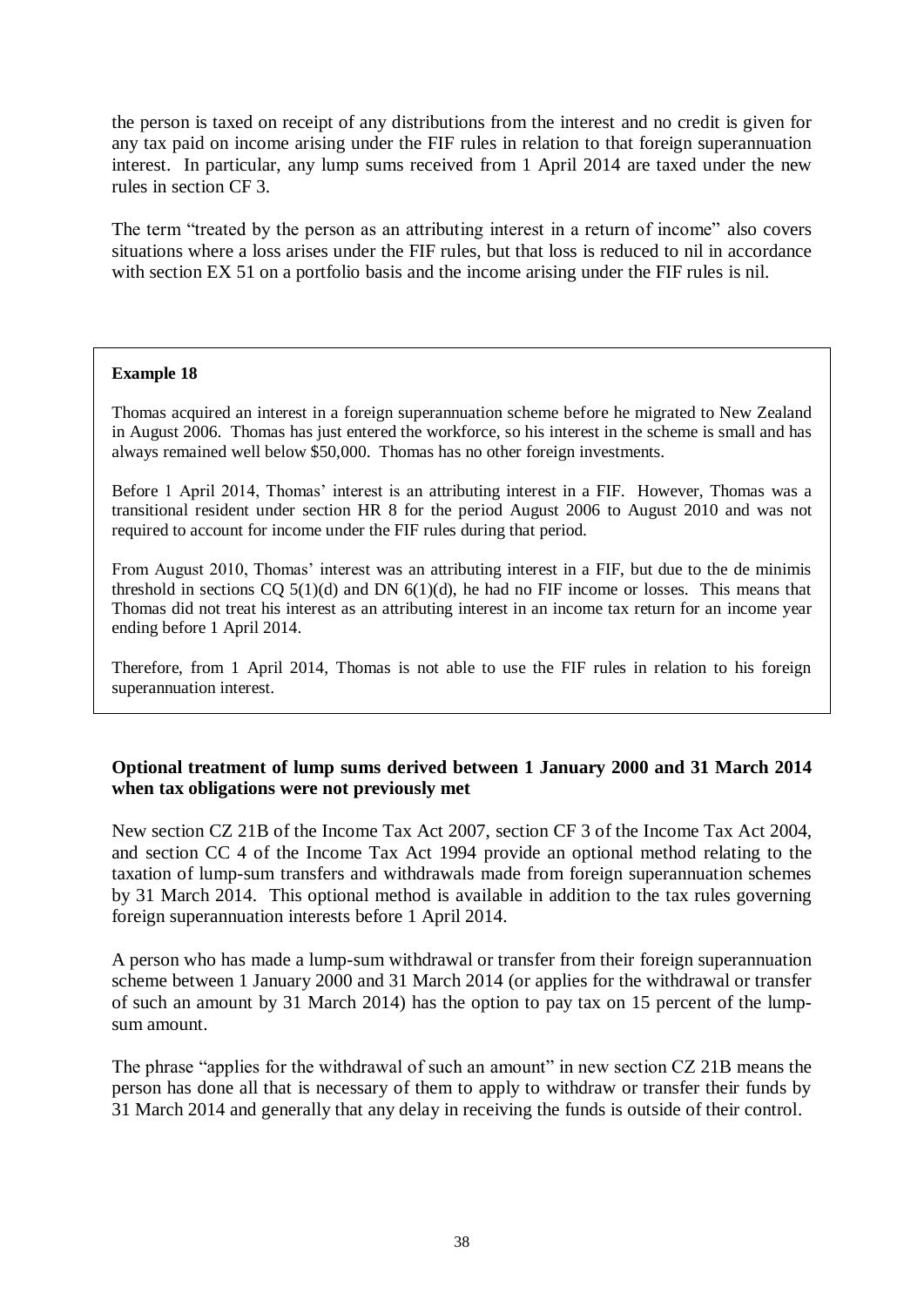the person is taxed on receipt of any distributions from the interest and no credit is given for any tax paid on income arising under the FIF rules in relation to that foreign superannuation interest. In particular, any lump sums received from 1 April 2014 are taxed under the new rules in section CF 3.

The term "treated by the person as an attributing interest in a return of income" also covers situations where a loss arises under the FIF rules, but that loss is reduced to nil in accordance with section EX 51 on a portfolio basis and the income arising under the FIF rules is nil.

> **Example 18**
>
> Thomas acquired an interest in a foreign superannuation scheme before he migrated to New Zealand in August 2006. Thomas has just entered the workforce, so his interest in the scheme is small and has always remained well below $50,000. Thomas has no other foreign investments.
>
> Before 1 April 2014, Thomas' interest is an attributing interest in a FIF. However, Thomas was a transitional resident under section HR 8 for the period August 2006 to August 2010 and was not required to account for income under the FIF rules during that period.
>
> From August 2010, Thomas' interest was an attributing interest in a FIF, but due to the de minimis threshold in sections CQ 5(1)(d) and DN 6(1)(d), he had no FIF income or losses. This means that Thomas did not treat his interest as an attributing interest in an income tax return for an income year ending before 1 April 2014.
>
> Therefore, from 1 April 2014, Thomas is not able to use the FIF rules in relation to his foreign superannuation interest.

**Optional treatment of lump sums derived between 1 January 2000 and 31 March 2014 when tax obligations were not previously met**

New section CZ 21B of the Income Tax Act 2007, section CF 3 of the Income Tax Act 2004, and section CC 4 of the Income Tax Act 1994 provide an optional method relating to the taxation of lump-sum transfers and withdrawals made from foreign superannuation schemes by 31 March 2014. This optional method is available in addition to the tax rules governing foreign superannuation interests before 1 April 2014.

A person who has made a lump-sum withdrawal or transfer from their foreign superannuation scheme between 1 January 2000 and 31 March 2014 (or applies for the withdrawal or transfer of such an amount by 31 March 2014) has the option to pay tax on 15 percent of the lump-sum amount.

The phrase "applies for the withdrawal of such an amount" in new section CZ 21B means the person has done all that is necessary of them to apply to withdraw or transfer their funds by 31 March 2014 and generally that any delay in receiving the funds is outside of their control.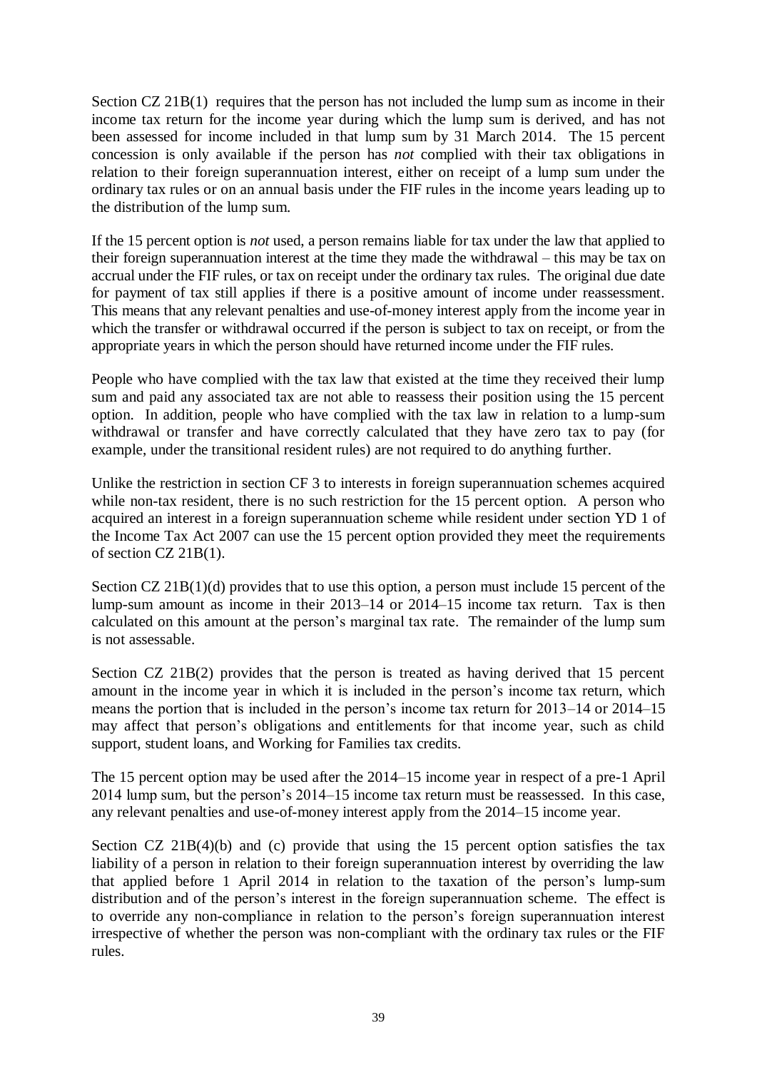Section CZ 21B(1) requires that the person has not included the lump sum as income in their income tax return for the income year during which the lump sum is derived, and has not been assessed for income included in that lump sum by 31 March 2014. The 15 percent concession is only available if the person has *not* complied with their tax obligations in relation to their foreign superannuation interest, either on receipt of a lump sum under the ordinary tax rules or on an annual basis under the FIF rules in the income years leading up to the distribution of the lump sum.

If the 15 percent option is *not* used, a person remains liable for tax under the law that applied to their foreign superannuation interest at the time they made the withdrawal – this may be tax on accrual under the FIF rules, or tax on receipt under the ordinary tax rules. The original due date for payment of tax still applies if there is a positive amount of income under reassessment. This means that any relevant penalties and use-of-money interest apply from the income year in which the transfer or withdrawal occurred if the person is subject to tax on receipt, or from the appropriate years in which the person should have returned income under the FIF rules.

People who have complied with the tax law that existed at the time they received their lump sum and paid any associated tax are not able to reassess their position using the 15 percent option. In addition, people who have complied with the tax law in relation to a lump-sum withdrawal or transfer and have correctly calculated that they have zero tax to pay (for example, under the transitional resident rules) are not required to do anything further.

Unlike the restriction in section CF 3 to interests in foreign superannuation schemes acquired while non-tax resident, there is no such restriction for the 15 percent option. A person who acquired an interest in a foreign superannuation scheme while resident under section YD 1 of the Income Tax Act 2007 can use the 15 percent option provided they meet the requirements of section CZ 21B(1).

Section CZ 21B(1)(d) provides that to use this option, a person must include 15 percent of the lump-sum amount as income in their 2013–14 or 2014–15 income tax return. Tax is then calculated on this amount at the person's marginal tax rate. The remainder of the lump sum is not assessable.

Section CZ 21B(2) provides that the person is treated as having derived that 15 percent amount in the income year in which it is included in the person's income tax return, which means the portion that is included in the person's income tax return for 2013–14 or 2014–15 may affect that person's obligations and entitlements for that income year, such as child support, student loans, and Working for Families tax credits.

The 15 percent option may be used after the 2014–15 income year in respect of a pre-1 April 2014 lump sum, but the person's 2014–15 income tax return must be reassessed. In this case, any relevant penalties and use-of-money interest apply from the 2014–15 income year.

Section CZ 21B(4)(b) and (c) provide that using the 15 percent option satisfies the tax liability of a person in relation to their foreign superannuation interest by overriding the law that applied before 1 April 2014 in relation to the taxation of the person's lump-sum distribution and of the person's interest in the foreign superannuation scheme. The effect is to override any non-compliance in relation to the person's foreign superannuation interest irrespective of whether the person was non-compliant with the ordinary tax rules or the FIF rules.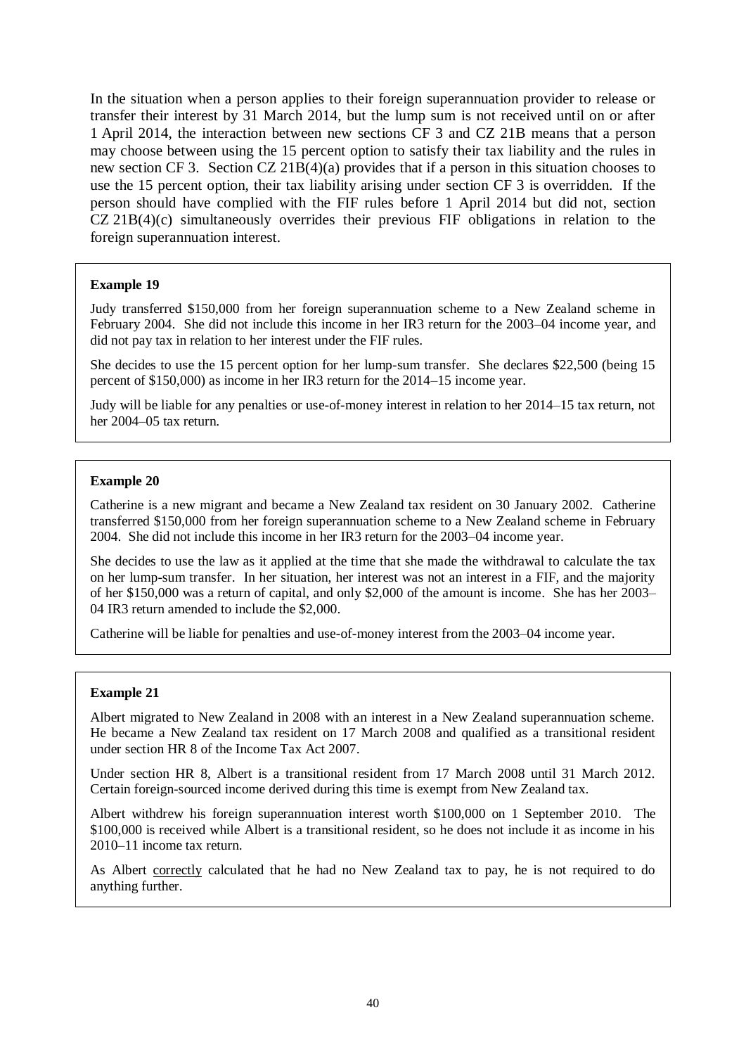In the situation when a person applies to their foreign superannuation provider to release or transfer their interest by 31 March 2014, but the lump sum is not received until on or after 1 April 2014, the interaction between new sections CF 3 and CZ 21B means that a person may choose between using the 15 percent option to satisfy their tax liability and the rules in new section CF 3. Section CZ 21B(4)(a) provides that if a person in this situation chooses to use the 15 percent option, their tax liability arising under section CF 3 is overridden. If the person should have complied with the FIF rules before 1 April 2014 but did not, section CZ 21B(4)(c) simultaneously overrides their previous FIF obligations in relation to the foreign superannuation interest.

> **Example 19**
>
> Judy transferred $150,000 from her foreign superannuation scheme to a New Zealand scheme in February 2004. She did not include this income in her IR3 return for the 2003–04 income year, and did not pay tax in relation to her interest under the FIF rules.
>
> She decides to use the 15 percent option for her lump-sum transfer. She declares $22,500 (being 15 percent of $150,000) as income in her IR3 return for the 2014–15 income year.
>
> Judy will be liable for any penalties or use-of-money interest in relation to her 2014–15 tax return, not her 2004–05 tax return.

> **Example 20**
>
> Catherine is a new migrant and became a New Zealand tax resident on 30 January 2002. Catherine transferred $150,000 from her foreign superannuation scheme to a New Zealand scheme in February 2004. She did not include this income in her IR3 return for the 2003–04 income year.
>
> She decides to use the law as it applied at the time that she made the withdrawal to calculate the tax on her lump-sum transfer. In her situation, her interest was not an interest in a FIF, and the majority of her $150,000 was a return of capital, and only $2,000 of the amount is income. She has her 2003–04 IR3 return amended to include the $2,000.
>
> Catherine will be liable for penalties and use-of-money interest from the 2003–04 income year.

> **Example 21**
>
> Albert migrated to New Zealand in 2008 with an interest in a New Zealand superannuation scheme. He became a New Zealand tax resident on 17 March 2008 and qualified as a transitional resident under section HR 8 of the Income Tax Act 2007.
>
> Under section HR 8, Albert is a transitional resident from 17 March 2008 until 31 March 2012. Certain foreign-sourced income derived during this time is exempt from New Zealand tax.
>
> Albert withdrew his foreign superannuation interest worth $100,000 on 1 September 2010. The $100,000 is received while Albert is a transitional resident, so he does not include it as income in his 2010–11 income tax return.
>
> As Albert <u>correctly</u> calculated that he had no New Zealand tax to pay, he is not required to do anything further.